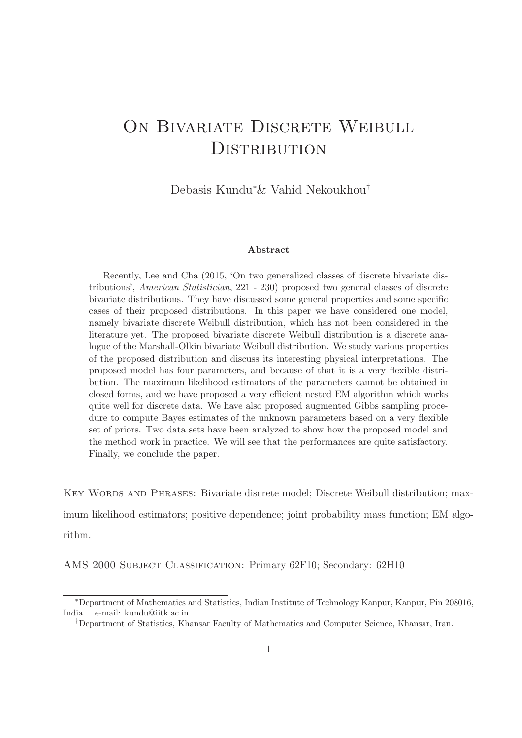# On Bivariate Discrete Weibull Distribution

Debasis Kundu[*] & Vahid Nekoukhou[†]

**Abstract**

Recently, Lee and Cha (2015, 'On two generalized classes of discrete bivariate distributions', *American Statistician*, 221 - 230) proposed two general classes of discrete bivariate distributions. They have discussed some general properties and some specific cases of their proposed distributions. In this paper we have considered one model, namely bivariate discrete Weibull distribution, which has not been considered in the literature yet. The proposed bivariate discrete Weibull distribution is a discrete analogue of the Marshall-Olkin bivariate Weibull distribution. We study various properties of the proposed distribution and discuss its interesting physical interpretations. The proposed model has four parameters, and because of that it is a very flexible distribution. The maximum likelihood estimators of the parameters cannot be obtained in closed forms, and we have proposed a very efficient nested EM algorithm which works quite well for discrete data. We have also proposed augmented Gibbs sampling procedure to compute Bayes estimates of the unknown parameters based on a very flexible set of priors. Two data sets have been analyzed to show how the proposed model and the method work in practice. We will see that the performances are quite satisfactory. Finally, we conclude the paper.

Key Words and Phrases: Bivariate discrete model; Discrete Weibull distribution; maximum likelihood estimators; positive dependence; joint probability mass function; EM algorithm.

AMS 2000 Subject Classification: Primary 62F10; Secondary: 62H10

---

[*] Department of Mathematics and Statistics, Indian Institute of Technology Kanpur, Kanpur, Pin 208016, India. e-mail: kundu@iitk.ac.in.

[†] Department of Statistics, Khansar Faculty of Mathematics and Computer Science, Khansar, Iran.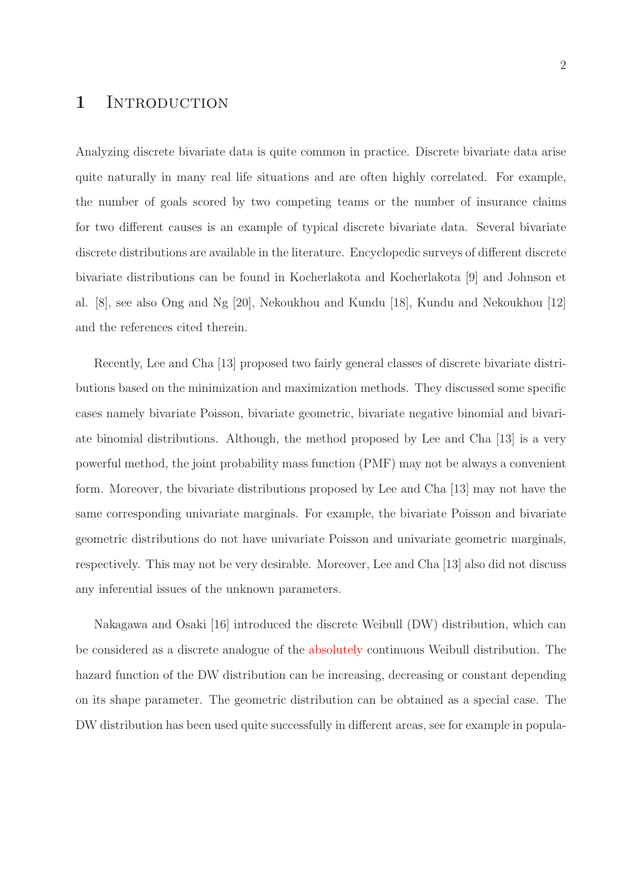# 1 Introduction

Analyzing discrete bivariate data is quite common in practice. Discrete bivariate data arise quite naturally in many real life situations and are often highly correlated. For example, the number of goals scored by two competing teams or the number of insurance claims for two different causes is an example of typical discrete bivariate data. Several bivariate discrete distributions are available in the literature. Encyclopedic surveys of different discrete bivariate distributions can be found in Kocherlakota and Kocherlakota [9] and Johnson et al. [8], see also Ong and Ng [20], Nekoukhou and Kundu [18], Kundu and Nekoukhou [12] and the references cited therein.

Recently, Lee and Cha [13] proposed two fairly general classes of discrete bivariate distributions based on the minimization and maximization methods. They discussed some specific cases namely bivariate Poisson, bivariate geometric, bivariate negative binomial and bivariate binomial distributions. Although, the method proposed by Lee and Cha [13] is a very powerful method, the joint probability mass function (PMF) may not be always a convenient form. Moreover, the bivariate distributions proposed by Lee and Cha [13] may not have the same corresponding univariate marginals. For example, the bivariate Poisson and bivariate geometric distributions do not have univariate Poisson and univariate geometric marginals, respectively. This may not be very desirable. Moreover, Lee and Cha [13] also did not discuss any inferential issues of the unknown parameters.

Nakagawa and Osaki [16] introduced the discrete Weibull (DW) distribution, which can be considered as a discrete analogue of the absolutely continuous Weibull distribution. The hazard function of the DW distribution can be increasing, decreasing or constant depending on its shape parameter. The geometric distribution can be obtained as a special case. The DW distribution has been used quite successfully in different areas, see for example in popula-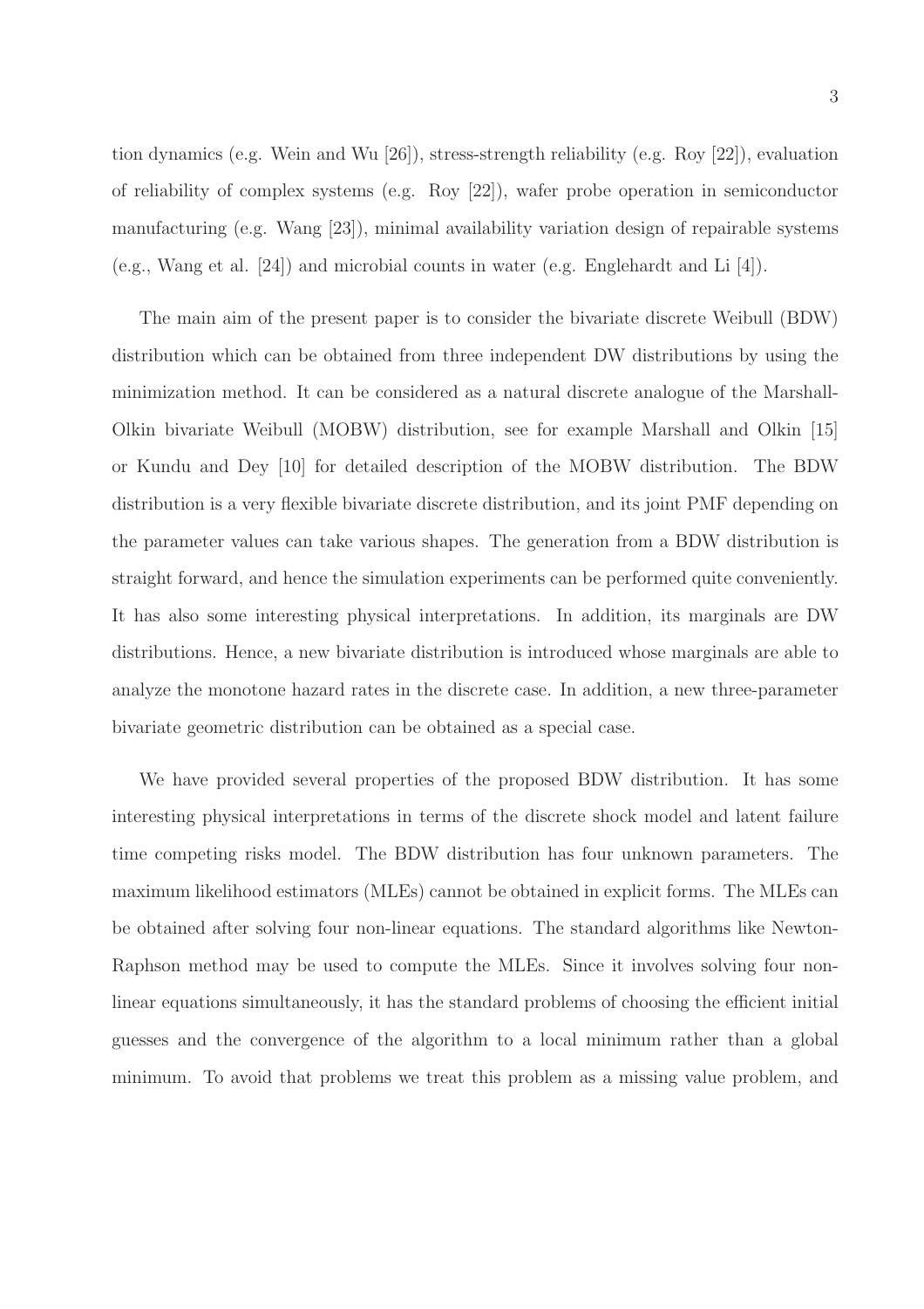tion dynamics (e.g. Wein and Wu [26]), stress-strength reliability (e.g. Roy [22]), evaluation of reliability of complex systems (e.g. Roy [22]), wafer probe operation in semiconductor manufacturing (e.g. Wang [23]), minimal availability variation design of repairable systems (e.g., Wang et al. [24]) and microbial counts in water (e.g. Englehardt and Li [4]).

The main aim of the present paper is to consider the bivariate discrete Weibull (BDW) distribution which can be obtained from three independent DW distributions by using the minimization method. It can be considered as a natural discrete analogue of the Marshall-Olkin bivariate Weibull (MOBW) distribution, see for example Marshall and Olkin [15] or Kundu and Dey [10] for detailed description of the MOBW distribution. The BDW distribution is a very flexible bivariate discrete distribution, and its joint PMF depending on the parameter values can take various shapes. The generation from a BDW distribution is straight forward, and hence the simulation experiments can be performed quite conveniently. It has also some interesting physical interpretations. In addition, its marginals are DW distributions. Hence, a new bivariate distribution is introduced whose marginals are able to analyze the monotone hazard rates in the discrete case. In addition, a new three-parameter bivariate geometric distribution can be obtained as a special case.

We have provided several properties of the proposed BDW distribution. It has some interesting physical interpretations in terms of the discrete shock model and latent failure time competing risks model. The BDW distribution has four unknown parameters. The maximum likelihood estimators (MLEs) cannot be obtained in explicit forms. The MLEs can be obtained after solving four non-linear equations. The standard algorithms like Newton-Raphson method may be used to compute the MLEs. Since it involves solving four non-linear equations simultaneously, it has the standard problems of choosing the efficient initial guesses and the convergence of the algorithm to a local minimum rather than a global minimum. To avoid that problems we treat this problem as a missing value problem, and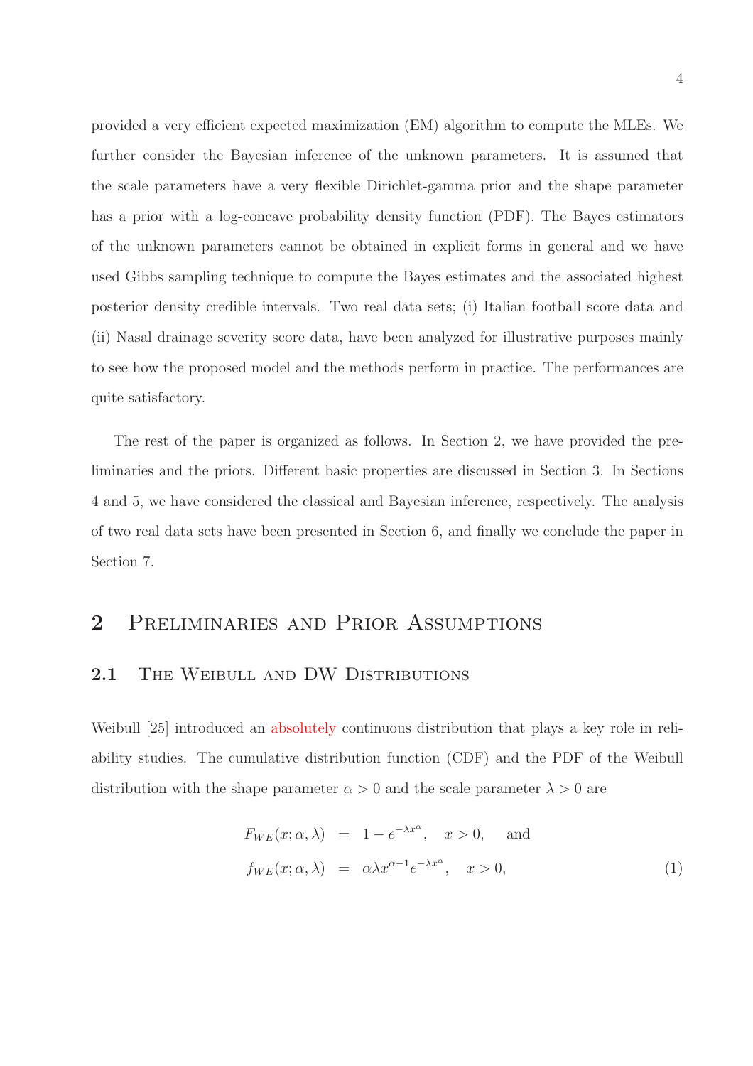provided a very efficient expected maximization (EM) algorithm to compute the MLEs. We further consider the Bayesian inference of the unknown parameters. It is assumed that the scale parameters have a very flexible Dirichlet-gamma prior and the shape parameter has a prior with a log-concave probability density function (PDF). The Bayes estimators of the unknown parameters cannot be obtained in explicit forms in general and we have used Gibbs sampling technique to compute the Bayes estimates and the associated highest posterior density credible intervals. Two real data sets; (i) Italian football score data and (ii) Nasal drainage severity score data, have been analyzed for illustrative purposes mainly to see how the proposed model and the methods perform in practice. The performances are quite satisfactory.

The rest of the paper is organized as follows. In Section 2, we have provided the preliminaries and the priors. Different basic properties are discussed in Section 3. In Sections 4 and 5, we have considered the classical and Bayesian inference, respectively. The analysis of two real data sets have been presented in Section 6, and finally we conclude the paper in Section 7.

# 2 Preliminaries and Prior Assumptions

## 2.1 The Weibull and DW Distributions

Weibull [25] introduced an absolutely continuous distribution that plays a key role in reliability studies. The cumulative distribution function (CDF) and the PDF of the Weibull distribution with the shape parameter $\alpha > 0$ and the scale parameter $\lambda > 0$ are

$$
\begin{aligned}
F_{WE}(x; \alpha, \lambda) &= 1 - e^{-\lambda x^{\alpha}}, \quad x > 0, \quad \text{and} \\
f_{WE}(x; \alpha, \lambda) &= \alpha \lambda x^{\alpha - 1} e^{-\lambda x^{\alpha}}, \quad x > 0, \qquad (1)
\end{aligned}
$$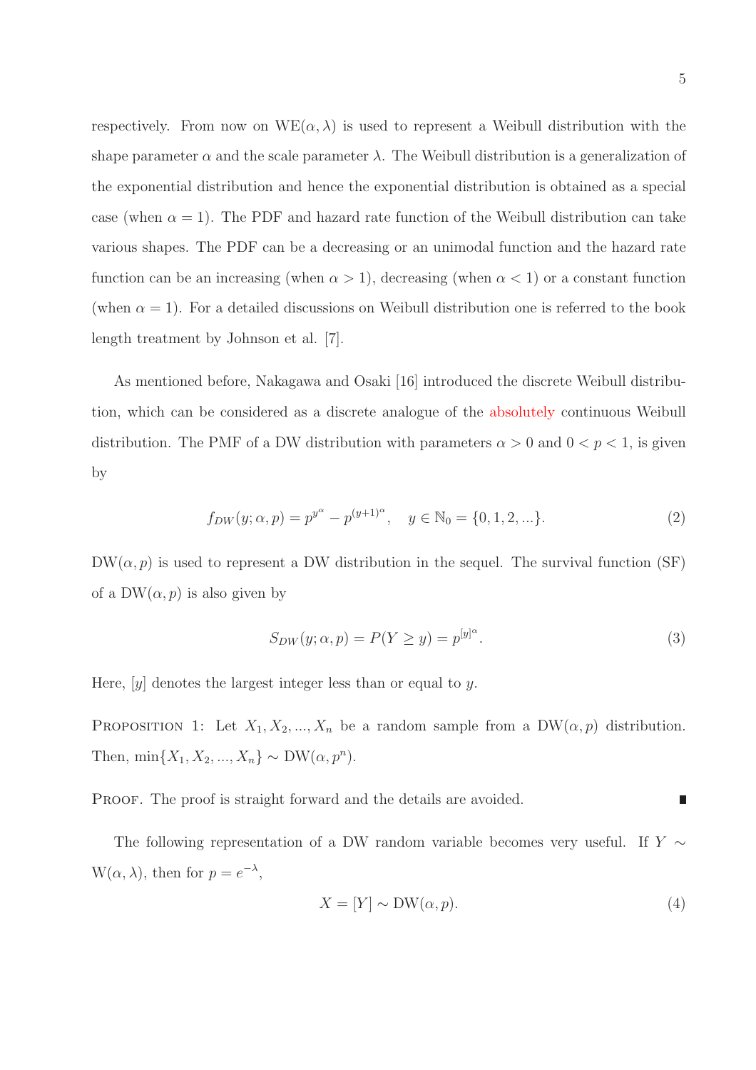respectively. From now on $\mathrm{WE}(\alpha, \lambda)$ is used to represent a Weibull distribution with the shape parameter $\alpha$ and the scale parameter $\lambda$. The Weibull distribution is a generalization of the exponential distribution and hence the exponential distribution is obtained as a special case (when $\alpha = 1$). The PDF and hazard rate function of the Weibull distribution can take various shapes. The PDF can be a decreasing or an unimodal function and the hazard rate function can be an increasing (when $\alpha > 1$), decreasing (when $\alpha < 1$) or a constant function (when $\alpha = 1$). For a detailed discussions on Weibull distribution one is referred to the book length treatment by Johnson et al. [7].

As mentioned before, Nakagawa and Osaki [16] introduced the discrete Weibull distribution, which can be considered as a discrete analogue of the absolutely continuous Weibull distribution. The PMF of a DW distribution with parameters $\alpha > 0$ and $0 < p < 1$, is given by

$$f_{DW}(y; \alpha, p) = p^{y^{\alpha}} - p^{(y+1)^{\alpha}}, \quad y \in \mathbb{N}_0 = \{0, 1, 2, ...\}. \tag{2}$$

$\mathrm{DW}(\alpha, p)$ is used to represent a DW distribution in the sequel. The survival function (SF) of a $\mathrm{DW}(\alpha, p)$ is also given by

$$S_{DW}(y; \alpha, p) = P(Y \geq y) = p^{[y]^{\alpha}}. \tag{3}$$

Here, $[y]$ denotes the largest integer less than or equal to $y$.

Proposition 1: Let $X_1, X_2, ..., X_n$ be a random sample from a $\mathrm{DW}(\alpha, p)$ distribution. Then, $\min\{X_1, X_2, ..., X_n\} \sim \mathrm{DW}(\alpha, p^n)$.

Proof. The proof is straight forward and the details are avoided. ∎

The following representation of a DW random variable becomes very useful. If $Y \sim \mathrm{W}(\alpha, \lambda)$, then for $p = e^{-\lambda}$,

$$X = [Y] \sim \mathrm{DW}(\alpha, p). \tag{4}$$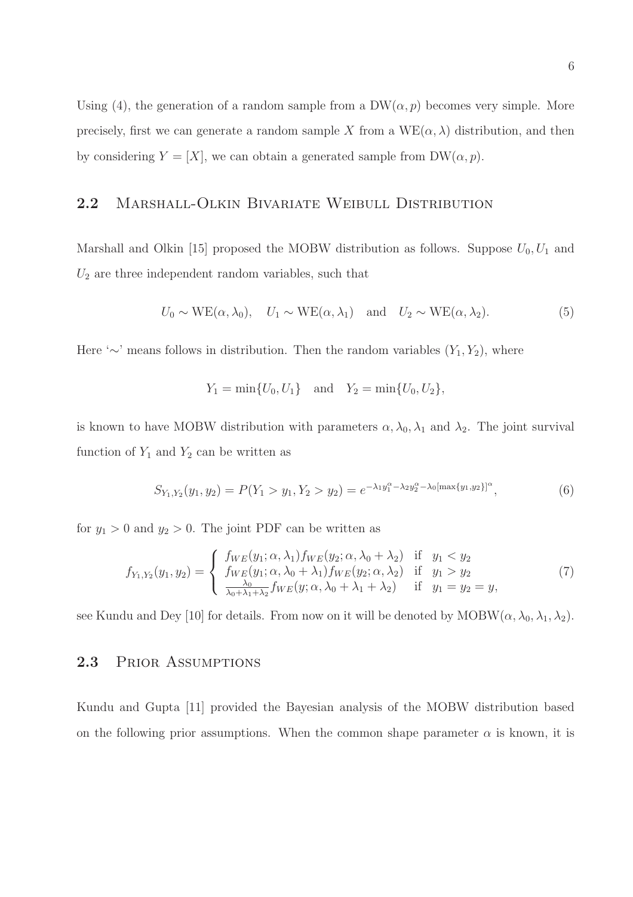Using (4), the generation of a random sample from a $\text{DW}(\alpha, p)$ becomes very simple. More precisely, first we can generate a random sample $X$ from a $\text{WE}(\alpha, \lambda)$ distribution, and then by considering $Y = [X]$, we can obtain a generated sample from $\text{DW}(\alpha, p)$.

## 2.2 Marshall-Olkin Bivariate Weibull Distribution

Marshall and Olkin [15] proposed the MOBW distribution as follows. Suppose $U_0, U_1$ and $U_2$ are three independent random variables, such that

$$U_0 \sim \text{WE}(\alpha, \lambda_0), \quad U_1 \sim \text{WE}(\alpha, \lambda_1) \quad \text{and} \quad U_2 \sim \text{WE}(\alpha, \lambda_2). \tag{5}$$

Here '$\sim$' means follows in distribution. Then the random variables $(Y_1, Y_2)$, where

$$Y_1 = \min\{U_0, U_1\} \quad \text{and} \quad Y_2 = \min\{U_0, U_2\},$$

is known to have MOBW distribution with parameters $\alpha, \lambda_0, \lambda_1$ and $\lambda_2$. The joint survival function of $Y_1$ and $Y_2$ can be written as

$$S_{Y_1,Y_2}(y_1, y_2) = P(Y_1 > y_1, Y_2 > y_2) = e^{-\lambda_1 y_1^\alpha - \lambda_2 y_2^\alpha - \lambda_0 [\max\{y_1, y_2\}]^\alpha}, \tag{6}$$

for $y_1 > 0$ and $y_2 > 0$. The joint PDF can be written as

$$f_{Y_1,Y_2}(y_1, y_2) = \begin{cases} f_{WE}(y_1; \alpha, \lambda_1) f_{WE}(y_2; \alpha, \lambda_0 + \lambda_2) & \text{if} \quad y_1 < y_2 \\ f_{WE}(y_1; \alpha, \lambda_0 + \lambda_1) f_{WE}(y_2; \alpha, \lambda_2) & \text{if} \quad y_1 > y_2 \\ \frac{\lambda_0}{\lambda_0 + \lambda_1 + \lambda_2} f_{WE}(y; \alpha, \lambda_0 + \lambda_1 + \lambda_2) & \text{if} \quad y_1 = y_2 = y, \end{cases} \tag{7}$$

see Kundu and Dey [10] for details. From now on it will be denoted by $\text{MOBW}(\alpha, \lambda_0, \lambda_1, \lambda_2)$.

## 2.3 Prior Assumptions

Kundu and Gupta [11] provided the Bayesian analysis of the MOBW distribution based on the following prior assumptions. When the common shape parameter $\alpha$ is known, it is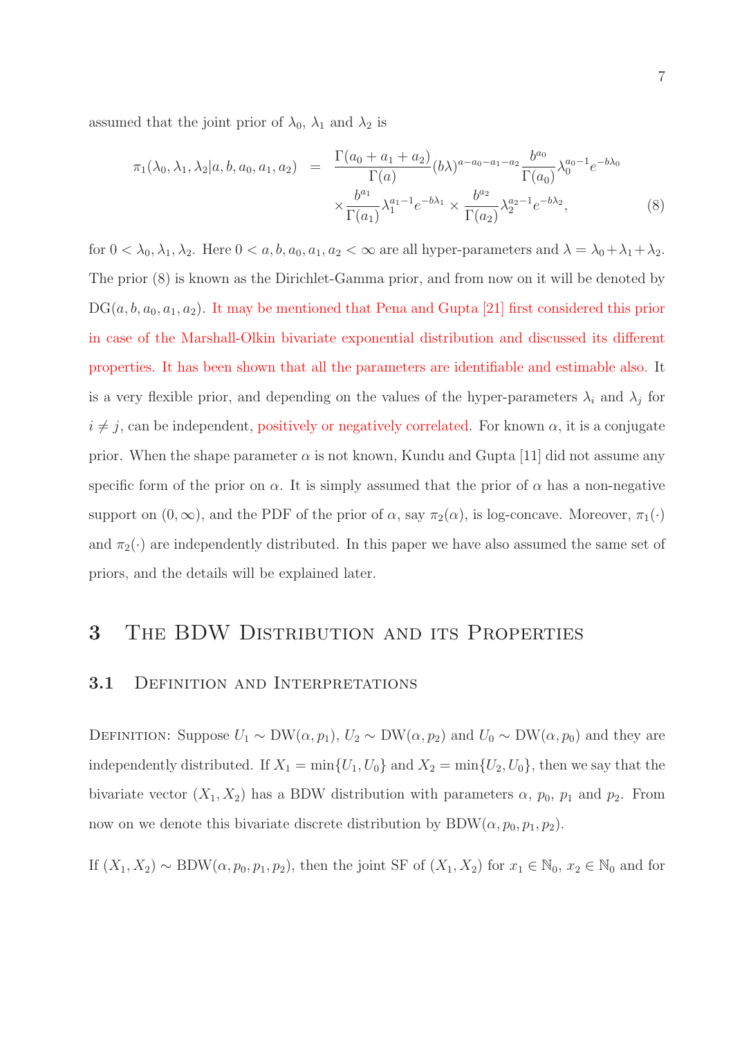assumed that the joint prior of $\lambda_0$, $\lambda_1$ and $\lambda_2$ is

$$
\begin{aligned}
\pi_1(\lambda_0, \lambda_1, \lambda_2 | a, b, a_0, a_1, a_2) &= \frac{\Gamma(a_0 + a_1 + a_2)}{\Gamma(a)} (b\lambda)^{a - a_0 - a_1 - a_2} \frac{b^{a_0}}{\Gamma(a_0)} \lambda_0^{a_0 - 1} e^{-b\lambda_0} \\
&\quad \times \frac{b^{a_1}}{\Gamma(a_1)} \lambda_1^{a_1 - 1} e^{-b\lambda_1} \times \frac{b^{a_2}}{\Gamma(a_2)} \lambda_2^{a_2 - 1} e^{-b\lambda_2}, \qquad (8)
\end{aligned}
$$

for $0 < \lambda_0, \lambda_1, \lambda_2$. Here $0 < a, b, a_0, a_1, a_2 < \infty$ are all hyper-parameters and $\lambda = \lambda_0 + \lambda_1 + \lambda_2$. The prior (8) is known as the Dirichlet-Gamma prior, and from now on it will be denoted by $\text{DG}(a, b, a_0, a_1, a_2)$. It may be mentioned that Pena and Gupta [21] first considered this prior in case of the Marshall-Olkin bivariate exponential distribution and discussed its different properties. It has been shown that all the parameters are identifiable and estimable also. It is a very flexible prior, and depending on the values of the hyper-parameters $\lambda_i$ and $\lambda_j$ for $i \neq j$, can be independent, positively or negatively correlated. For known $\alpha$, it is a conjugate prior. When the shape parameter $\alpha$ is not known, Kundu and Gupta [11] did not assume any specific form of the prior on $\alpha$. It is simply assumed that the prior of $\alpha$ has a non-negative support on $(0, \infty)$, and the PDF of the prior of $\alpha$, say $\pi_2(\alpha)$, is log-concave. Moreover, $\pi_1(\cdot)$ and $\pi_2(\cdot)$ are independently distributed. In this paper we have also assumed the same set of priors, and the details will be explained later.

# 3 The BDW Distribution and its Properties

## 3.1 Definition and Interpretations

Definition: Suppose $U_1 \sim \text{DW}(\alpha, p_1)$, $U_2 \sim \text{DW}(\alpha, p_2)$ and $U_0 \sim \text{DW}(\alpha, p_0)$ and they are independently distributed. If $X_1 = \min\{U_1, U_0\}$ and $X_2 = \min\{U_2, U_0\}$, then we say that the bivariate vector $(X_1, X_2)$ has a BDW distribution with parameters $\alpha$, $p_0$, $p_1$ and $p_2$. From now on we denote this bivariate discrete distribution by $\text{BDW}(\alpha, p_0, p_1, p_2)$.

If $(X_1, X_2) \sim \text{BDW}(\alpha, p_0, p_1, p_2)$, then the joint SF of $(X_1, X_2)$ for $x_1 \in \mathbb{N}_0$, $x_2 \in \mathbb{N}_0$ and for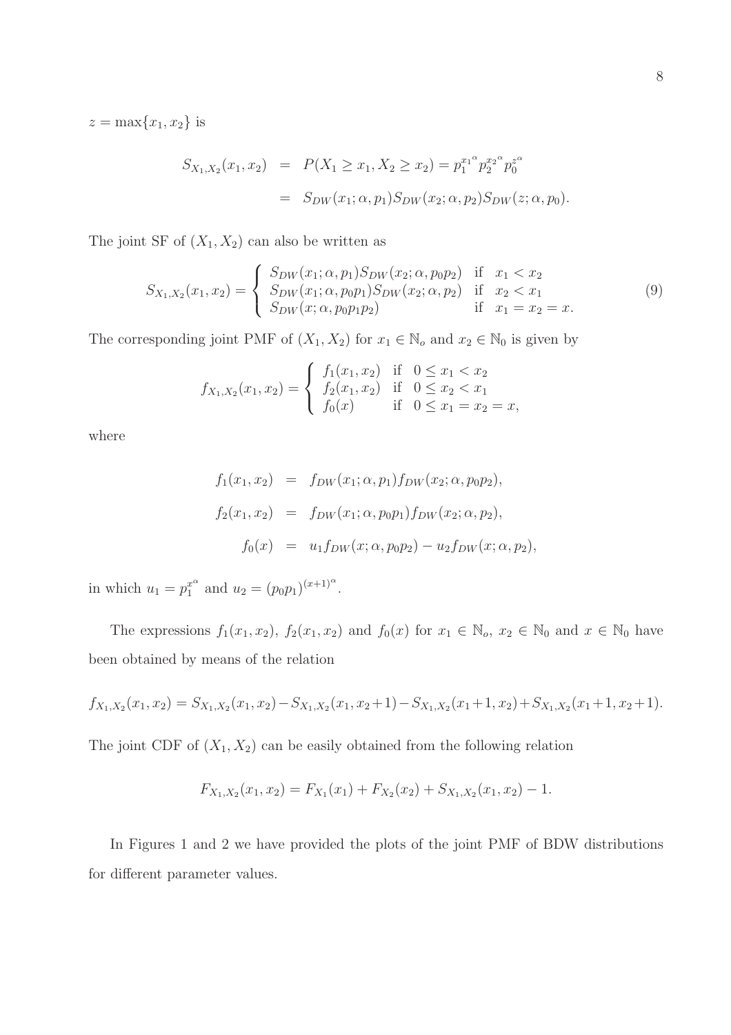$z = \max\{x_1, x_2\}$ is

$$
\begin{aligned}
S_{X_1,X_2}(x_1, x_2) &= P(X_1 \geq x_1, X_2 \geq x_2) = p_1^{x_1{}^\alpha} p_2^{x_2{}^\alpha} p_0^{z^\alpha} \\
&= S_{DW}(x_1; \alpha, p_1) S_{DW}(x_2; \alpha, p_2) S_{DW}(z; \alpha, p_0).
\end{aligned}
$$

The joint SF of $(X_1, X_2)$ can also be written as

$$
S_{X_1,X_2}(x_1, x_2) = \begin{cases} S_{DW}(x_1; \alpha, p_1) S_{DW}(x_2; \alpha, p_0 p_2) & \text{if } \; x_1 < x_2 \\ S_{DW}(x_1; \alpha, p_0 p_1) S_{DW}(x_2; \alpha, p_2) & \text{if } \; x_2 < x_1 \\ S_{DW}(x; \alpha, p_0 p_1 p_2) & \text{if } \; x_1 = x_2 = x. \end{cases} \tag{9}
$$

The corresponding joint PMF of $(X_1, X_2)$ for $x_1 \in \mathbb{N}_o$ and $x_2 \in \mathbb{N}_0$ is given by

$$
f_{X_1,X_2}(x_1, x_2) = \begin{cases} f_1(x_1, x_2) & \text{if } \; 0 \leq x_1 < x_2 \\ f_2(x_1, x_2) & \text{if } \; 0 \leq x_2 < x_1 \\ f_0(x) & \text{if } \; 0 \leq x_1 = x_2 = x, \end{cases}
$$

where

$$
\begin{aligned}
f_1(x_1, x_2) &= f_{DW}(x_1; \alpha, p_1) f_{DW}(x_2; \alpha, p_0 p_2), \\
f_2(x_1, x_2) &= f_{DW}(x_1; \alpha, p_0 p_1) f_{DW}(x_2; \alpha, p_2), \\
f_0(x) &= u_1 f_{DW}(x; \alpha, p_0 p_2) - u_2 f_{DW}(x; \alpha, p_2),
\end{aligned}
$$

in which $u_1 = p_1^{x^\alpha}$ and $u_2 = (p_0 p_1)^{(x+1)^\alpha}$.

The expressions $f_1(x_1, x_2)$, $f_2(x_1, x_2)$ and $f_0(x)$ for $x_1 \in \mathbb{N}_o$, $x_2 \in \mathbb{N}_0$ and $x \in \mathbb{N}_0$ have been obtained by means of the relation

$$
f_{X_1,X_2}(x_1, x_2) = S_{X_1,X_2}(x_1, x_2) - S_{X_1,X_2}(x_1, x_2+1) - S_{X_1,X_2}(x_1+1, x_2) + S_{X_1,X_2}(x_1+1, x_2+1).
$$

The joint CDF of $(X_1, X_2)$ can be easily obtained from the following relation

$$
F_{X_1,X_2}(x_1, x_2) = F_{X_1}(x_1) + F_{X_2}(x_2) + S_{X_1,X_2}(x_1, x_2) - 1.
$$

In Figures 1 and 2 we have provided the plots of the joint PMF of BDW distributions for different parameter values.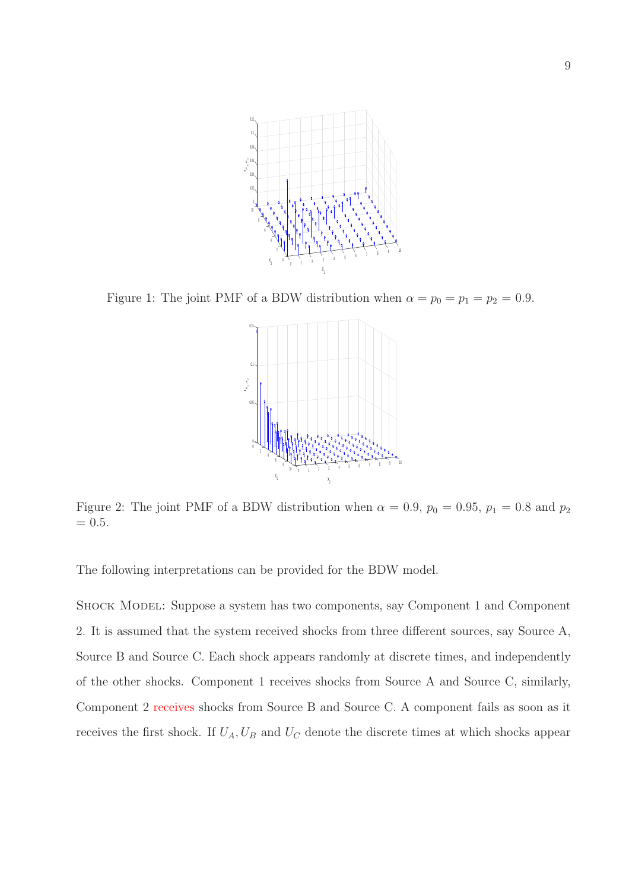Figure 1: The joint PMF of a BDW distribution when $\alpha = p_0 = p_1 = p_2 = 0.9$.

Figure 2: The joint PMF of a BDW distribution when $\alpha = 0.9$, $p_0 = 0.95$, $p_1 = 0.8$ and $p_2 = 0.5$.

The following interpretations can be provided for the BDW model.

Shock Model: Suppose a system has two components, say Component 1 and Component 2. It is assumed that the system received shocks from three different sources, say Source A, Source B and Source C. Each shock appears randomly at discrete times, and independently of the other shocks. Component 1 receives shocks from Source A and Source C, similarly, Component 2 receives shocks from Source B and Source C. A component fails as soon as it receives the first shock. If $U_A, U_B$ and $U_C$ denote the discrete times at which shocks appear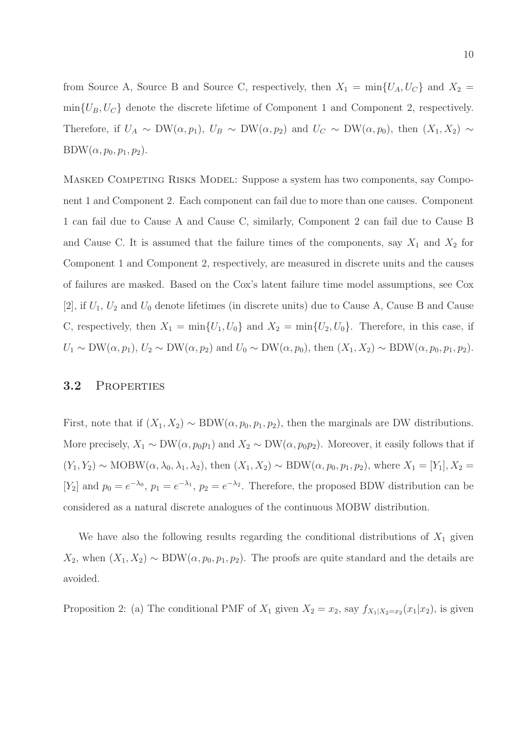from Source A, Source B and Source C, respectively, then $X_1 = \min\{U_A, U_C\}$ and $X_2 = \min\{U_B, U_C\}$ denote the discrete lifetime of Component 1 and Component 2, respectively. Therefore, if $U_A \sim \text{DW}(\alpha, p_1)$, $U_B \sim \text{DW}(\alpha, p_2)$ and $U_C \sim \text{DW}(\alpha, p_0)$, then $(X_1, X_2) \sim \text{BDW}(\alpha, p_0, p_1, p_2)$.

Masked Competing Risks Model: Suppose a system has two components, say Component 1 and Component 2. Each component can fail due to more than one causes. Component 1 can fail due to Cause A and Cause C, similarly, Component 2 can fail due to Cause B and Cause C. It is assumed that the failure times of the components, say $X_1$ and $X_2$ for Component 1 and Component 2, respectively, are measured in discrete units and the causes of failures are masked. Based on the Cox's latent failure time model assumptions, see Cox [2], if $U_1$, $U_2$ and $U_0$ denote lifetimes (in discrete units) due to Cause A, Cause B and Cause C, respectively, then $X_1 = \min\{U_1, U_0\}$ and $X_2 = \min\{U_2, U_0\}$. Therefore, in this case, if $U_1 \sim \text{DW}(\alpha, p_1)$, $U_2 \sim \text{DW}(\alpha, p_2)$ and $U_0 \sim \text{DW}(\alpha, p_0)$, then $(X_1, X_2) \sim \text{BDW}(\alpha, p_0, p_1, p_2)$.

## 3.2 Properties

First, note that if $(X_1, X_2) \sim \text{BDW}(\alpha, p_0, p_1, p_2)$, then the marginals are DW distributions. More precisely, $X_1 \sim \text{DW}(\alpha, p_0 p_1)$ and $X_2 \sim \text{DW}(\alpha, p_0 p_2)$. Moreover, it easily follows that if $(Y_1, Y_2) \sim \text{MOBW}(\alpha, \lambda_0, \lambda_1, \lambda_2)$, then $(X_1, X_2) \sim \text{BDW}(\alpha, p_0, p_1, p_2)$, where $X_1 = [Y_1], X_2 = [Y_2]$ and $p_0 = e^{-\lambda_0}$, $p_1 = e^{-\lambda_1}$, $p_2 = e^{-\lambda_2}$. Therefore, the proposed BDW distribution can be considered as a natural discrete analogues of the continuous MOBW distribution.

We have also the following results regarding the conditional distributions of $X_1$ given $X_2$, when $(X_1, X_2) \sim \text{BDW}(\alpha, p_0, p_1, p_2)$. The proofs are quite standard and the details are avoided.

Proposition 2: (a) The conditional PMF of $X_1$ given $X_2 = x_2$, say $f_{X_1|X_2=x_2}(x_1|x_2)$, is given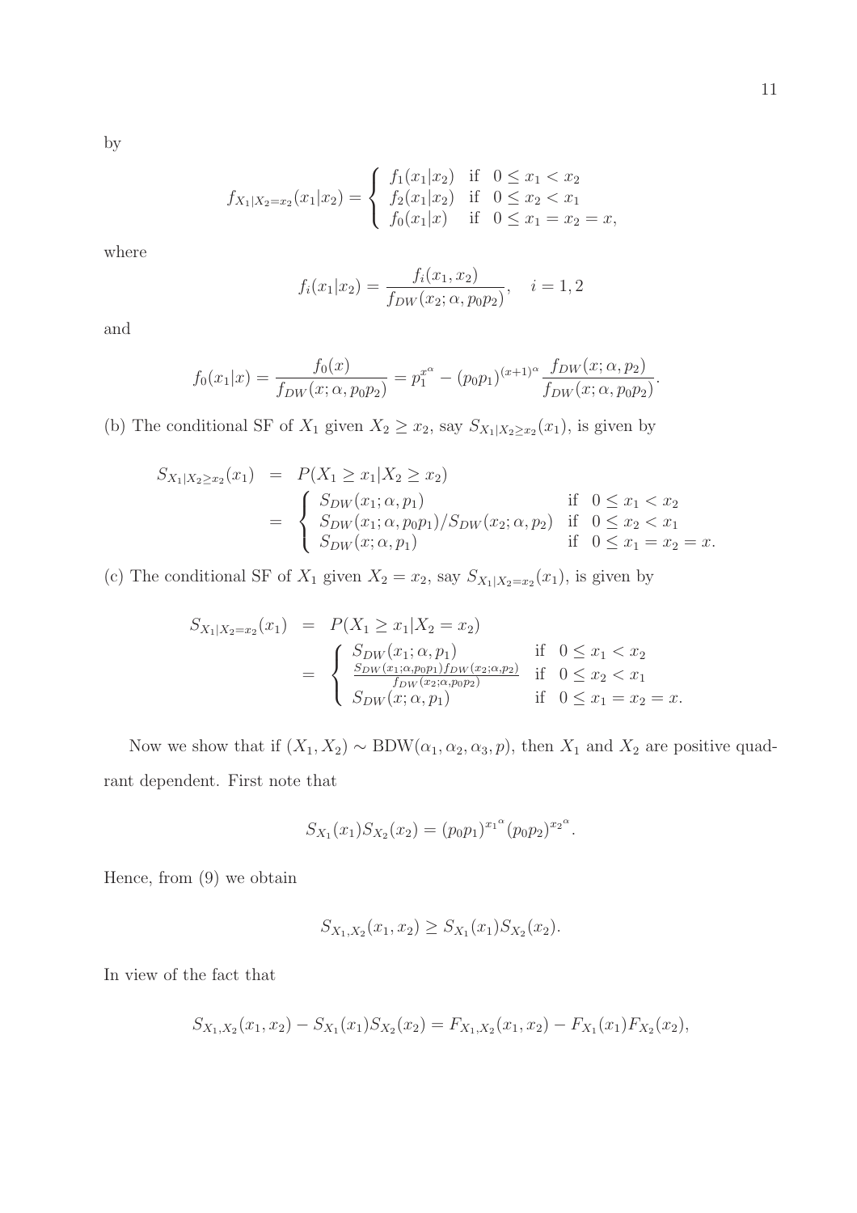by

$$f_{X_1|X_2=x_2}(x_1|x_2) = \begin{cases} f_1(x_1|x_2) & \text{if} \quad 0 \le x_1 < x_2 \\ f_2(x_1|x_2) & \text{if} \quad 0 \le x_2 < x_1 \\ f_0(x_1|x) & \text{if} \quad 0 \le x_1 = x_2 = x, \end{cases}$$

where

$$f_i(x_1|x_2) = \frac{f_i(x_1, x_2)}{f_{DW}(x_2; \alpha, p_0 p_2)}, \quad i = 1, 2$$

and

$$f_0(x_1|x) = \frac{f_0(x)}{f_{DW}(x; \alpha, p_0 p_2)} = p_1^{x^\alpha} - (p_0 p_1)^{(x+1)^\alpha} \frac{f_{DW}(x; \alpha, p_2)}{f_{DW}(x; \alpha, p_0 p_2)}.$$

(b) The conditional SF of $X_1$ given $X_2 \ge x_2$, say $S_{X_1|X_2 \ge x_2}(x_1)$, is given by

$$\begin{aligned} S_{X_1|X_2 \ge x_2}(x_1) &= P(X_1 \ge x_1 | X_2 \ge x_2) \\ &= \begin{cases} S_{DW}(x_1; \alpha, p_1) & \text{if} \quad 0 \le x_1 < x_2 \\ S_{DW}(x_1; \alpha, p_0 p_1)/S_{DW}(x_2; \alpha, p_2) & \text{if} \quad 0 \le x_2 < x_1 \\ S_{DW}(x; \alpha, p_1) & \text{if} \quad 0 \le x_1 = x_2 = x. \end{cases} \end{aligned}$$

(c) The conditional SF of $X_1$ given $X_2 = x_2$, say $S_{X_1|X_2=x_2}(x_1)$, is given by

$$\begin{aligned} S_{X_1|X_2=x_2}(x_1) &= P(X_1 \ge x_1 | X_2 = x_2) \\ &= \begin{cases} S_{DW}(x_1; \alpha, p_1) & \text{if} \quad 0 \le x_1 < x_2 \\ \frac{S_{DW}(x_1; \alpha, p_0 p_1) f_{DW}(x_2; \alpha, p_2)}{f_{DW}(x_2; \alpha, p_0 p_2)} & \text{if} \quad 0 \le x_2 < x_1 \\ S_{DW}(x; \alpha, p_1) & \text{if} \quad 0 \le x_1 = x_2 = x. \end{cases} \end{aligned}$$

Now we show that if $(X_1, X_2) \sim \text{BDW}(\alpha_1, \alpha_2, \alpha_3, p)$, then $X_1$ and $X_2$ are positive quadrant dependent. First note that

$$S_{X_1}(x_1) S_{X_2}(x_2) = (p_0 p_1)^{{x_1}^\alpha} (p_0 p_2)^{{x_2}^\alpha}.$$

Hence, from (9) we obtain

$$S_{X_1, X_2}(x_1, x_2) \ge S_{X_1}(x_1) S_{X_2}(x_2).$$

In view of the fact that

$$S_{X_1, X_2}(x_1, x_2) - S_{X_1}(x_1) S_{X_2}(x_2) = F_{X_1, X_2}(x_1, x_2) - F_{X_1}(x_1) F_{X_2}(x_2),$$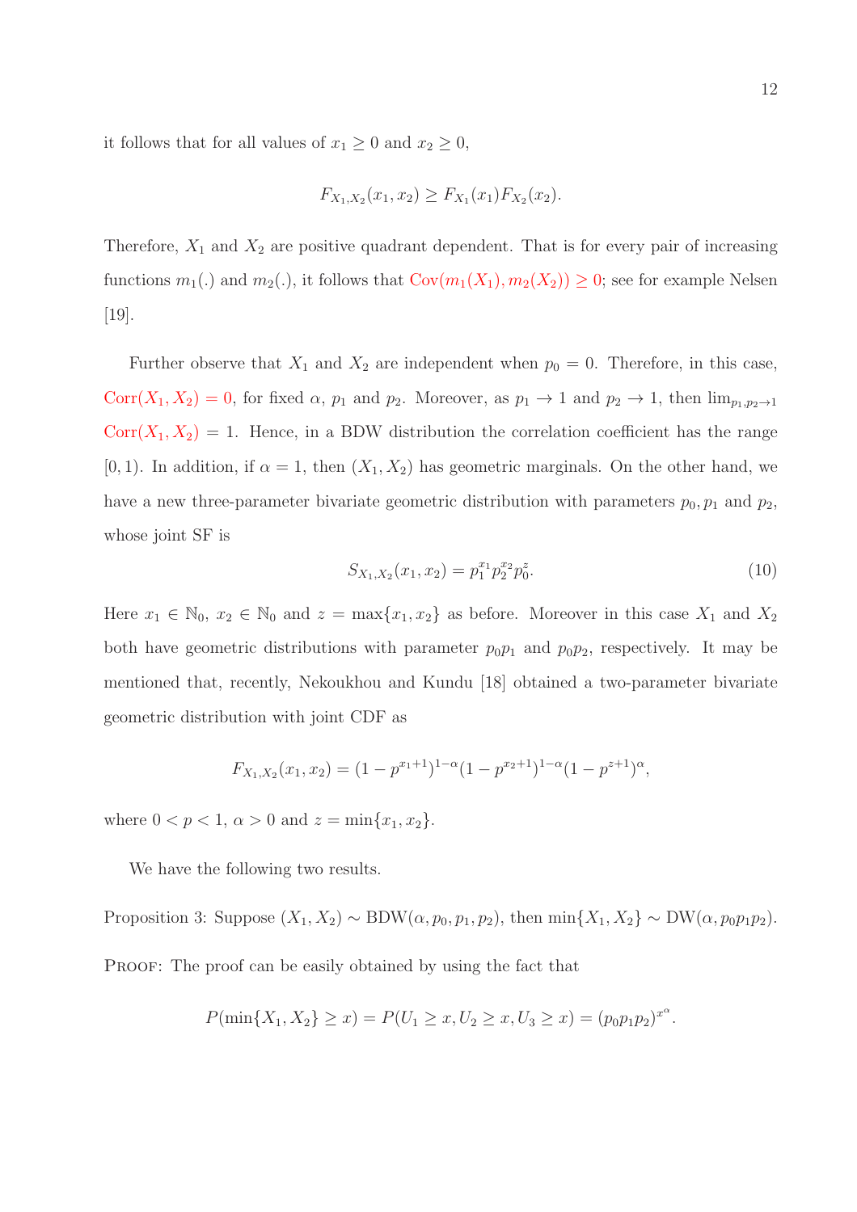it follows that for all values of $x_1 \geq 0$ and $x_2 \geq 0$,

$$F_{X_1,X_2}(x_1, x_2) \geq F_{X_1}(x_1)F_{X_2}(x_2).$$

Therefore, $X_1$ and $X_2$ are positive quadrant dependent. That is for every pair of increasing functions $m_1(.)$ and $m_2(.)$, it follows that $\text{Cov}(m_1(X_1), m_2(X_2)) \geq 0$; see for example Nelsen [19].

Further observe that $X_1$ and $X_2$ are independent when $p_0 = 0$. Therefore, in this case, $\text{Corr}(X_1, X_2) = 0$, for fixed $\alpha$, $p_1$ and $p_2$. Moreover, as $p_1 \to 1$ and $p_2 \to 1$, then $\lim_{p_1,p_2 \to 1} \text{Corr}(X_1, X_2) = 1$. Hence, in a BDW distribution the correlation coefficient has the range $[0, 1)$. In addition, if $\alpha = 1$, then $(X_1, X_2)$ has geometric marginals. On the other hand, we have a new three-parameter bivariate geometric distribution with parameters $p_0, p_1$ and $p_2$, whose joint SF is

$$S_{X_1,X_2}(x_1, x_2) = p_1^{x_1} p_2^{x_2} p_0^{z}. \tag{10}$$

Here $x_1 \in \mathbb{N}_0$, $x_2 \in \mathbb{N}_0$ and $z = \max\{x_1, x_2\}$ as before. Moreover in this case $X_1$ and $X_2$ both have geometric distributions with parameter $p_0p_1$ and $p_0p_2$, respectively. It may be mentioned that, recently, Nekoukhou and Kundu [18] obtained a two-parameter bivariate geometric distribution with joint CDF as

$$F_{X_1,X_2}(x_1, x_2) = (1 - p^{x_1+1})^{1-\alpha}(1 - p^{x_2+1})^{1-\alpha}(1 - p^{z+1})^{\alpha},$$

where $0 < p < 1$, $\alpha > 0$ and $z = \min\{x_1, x_2\}$.

We have the following two results.

Proposition 3: Suppose $(X_1, X_2) \sim \text{BDW}(\alpha, p_0, p_1, p_2)$, then $\min\{X_1, X_2\} \sim \text{DW}(\alpha, p_0p_1p_2)$.

Proof: The proof can be easily obtained by using the fact that

$$P(\min\{X_1, X_2\} \geq x) = P(U_1 \geq x, U_2 \geq x, U_3 \geq x) = (p_0p_1p_2)^{x^{\alpha}}.$$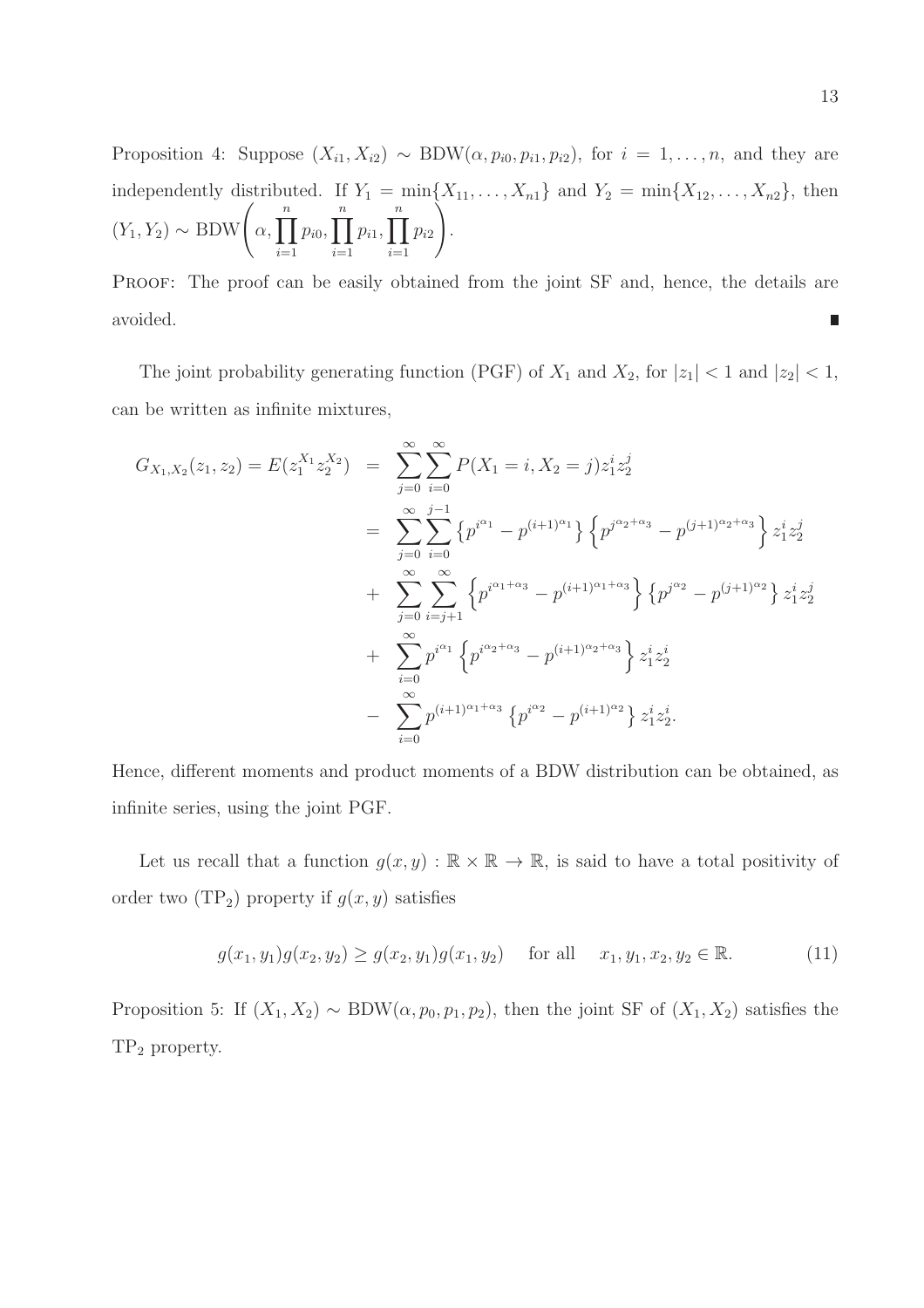Proposition 4: Suppose $(X_{i1}, X_{i2}) \sim \text{BDW}(\alpha, p_{i0}, p_{i1}, p_{i2})$, for $i = 1, \ldots, n$, and they are independently distributed. If $Y_1 = \min\{X_{11}, \ldots, X_{n1}\}$ and $Y_2 = \min\{X_{12}, \ldots, X_{n2}\}$, then $(Y_1, Y_2) \sim \text{BDW}\left(\alpha, \prod_{i=1}^{n} p_{i0}, \prod_{i=1}^{n} p_{i1}, \prod_{i=1}^{n} p_{i2}\right)$.

Proof: The proof can be easily obtained from the joint SF and, hence, the details are avoided. ∎

The joint probability generating function (PGF) of $X_1$ and $X_2$, for $|z_1| < 1$ and $|z_2| < 1$, can be written as infinite mixtures,

$$
\begin{aligned}
G_{X_1,X_2}(z_1, z_2) = E(z_1^{X_1} z_2^{X_2}) &= \sum_{j=0}^{\infty} \sum_{i=0}^{\infty} P(X_1 = i, X_2 = j) z_1^i z_2^j \\
&= \sum_{j=0}^{\infty} \sum_{i=0}^{j-1} \left\{ p^{i^{\alpha_1}} - p^{(i+1)^{\alpha_1}} \right\} \left\{ p^{j^{\alpha_2 + \alpha_3}} - p^{(j+1)^{\alpha_2 + \alpha_3}} \right\} z_1^i z_2^j \\
&+ \sum_{j=0}^{\infty} \sum_{i=j+1}^{\infty} \left\{ p^{i^{\alpha_1 + \alpha_3}} - p^{(i+1)^{\alpha_1 + \alpha_3}} \right\} \left\{ p^{j^{\alpha_2}} - p^{(j+1)^{\alpha_2}} \right\} z_1^i z_2^j \\
&+ \sum_{i=0}^{\infty} p^{i^{\alpha_1}} \left\{ p^{i^{\alpha_2 + \alpha_3}} - p^{(i+1)^{\alpha_2 + \alpha_3}} \right\} z_1^i z_2^i \\
&- \sum_{i=0}^{\infty} p^{(i+1)^{\alpha_1 + \alpha_3}} \left\{ p^{i^{\alpha_2}} - p^{(i+1)^{\alpha_2}} \right\} z_1^i z_2^i.
\end{aligned}
$$

Hence, different moments and product moments of a BDW distribution can be obtained, as infinite series, using the joint PGF.

Let us recall that a function $g(x, y) : \mathbb{R} \times \mathbb{R} \to \mathbb{R}$, is said to have a total positivity of order two ($\text{TP}_2$) property if $g(x, y)$ satisfies

$$
g(x_1, y_1) g(x_2, y_2) \geq g(x_2, y_1) g(x_1, y_2) \quad \text{for all} \quad x_1, y_1, x_2, y_2 \in \mathbb{R}. \tag{11}
$$

Proposition 5: If $(X_1, X_2) \sim \text{BDW}(\alpha, p_0, p_1, p_2)$, then the joint SF of $(X_1, X_2)$ satisfies the $\text{TP}_2$ property.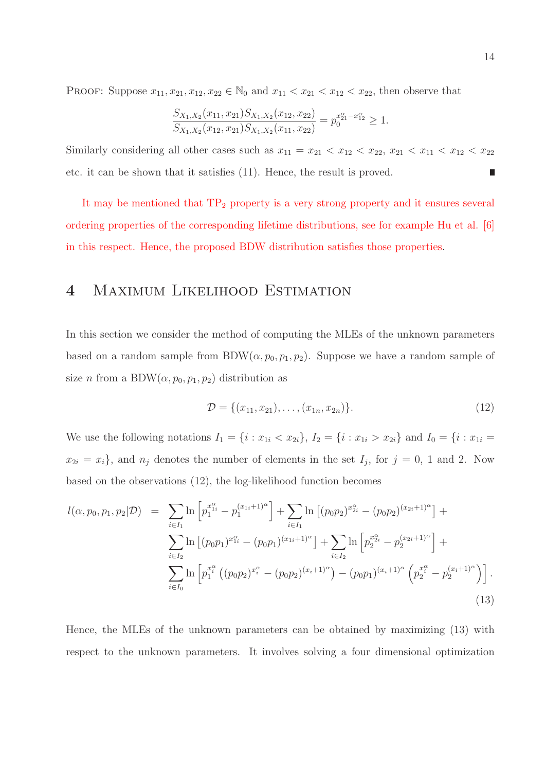PROOF: Suppose $x_{11}, x_{21}, x_{12}, x_{22} \in \mathbb{N}_0$ and $x_{11} < x_{21} < x_{12} < x_{22}$, then observe that

$$\frac{S_{X_1,X_2}(x_{11},x_{21}) S_{X_1,X_2}(x_{12},x_{22})}{S_{X_1,X_2}(x_{12},x_{21}) S_{X_1,X_2}(x_{11},x_{22})} = p_0^{x_{21}^\alpha - x_{12}^\alpha} \geq 1.$$

Similarly considering all other cases such as $x_{11} = x_{21} < x_{12} < x_{22}$, $x_{21} < x_{11} < x_{12} < x_{22}$ etc. it can be shown that it satisfies (11). Hence, the result is proved. ∎

It may be mentioned that $TP_2$ property is a very strong property and it ensures several ordering properties of the corresponding lifetime distributions, see for example Hu et al. [6] in this respect. Hence, the proposed BDW distribution satisfies those properties.

# 4 Maximum Likelihood Estimation

In this section we consider the method of computing the MLEs of the unknown parameters based on a random sample from $\text{BDW}(\alpha, p_0, p_1, p_2)$. Suppose we have a random sample of size $n$ from a $\text{BDW}(\alpha, p_0, p_1, p_2)$ distribution as

$$\mathcal{D} = \{(x_{11}, x_{21}), \ldots, (x_{1n}, x_{2n})\}. \tag{12}$$

We use the following notations $I_1 = \{i : x_{1i} < x_{2i}\}$, $I_2 = \{i : x_{1i} > x_{2i}\}$ and $I_0 = \{i : x_{1i} = x_{2i} = x_i\}$, and $n_j$ denotes the number of elements in the set $I_j$, for $j = 0$, 1 and 2. Now based on the observations (12), the log-likelihood function becomes

$$\begin{aligned} l(\alpha, p_0, p_1, p_2 | \mathcal{D}) \;=\; & \sum_{i \in I_1} \ln\left[p_1^{x_{1i}^\alpha} - p_1^{(x_{1i}+1)^\alpha}\right] + \sum_{i \in I_1} \ln\left[(p_0 p_2)^{x_{2i}^\alpha} - (p_0 p_2)^{(x_{2i}+1)^\alpha}\right] + \\ & \sum_{i \in I_2} \ln\left[(p_0 p_1)^{x_{1i}^\alpha} - (p_0 p_1)^{(x_{1i}+1)^\alpha}\right] + \sum_{i \in I_2} \ln\left[p_2^{x_{2i}^\alpha} - p_2^{(x_{2i}+1)^\alpha}\right] + \\ & \sum_{i \in I_0} \ln\left[p_1^{x_i^\alpha}\left((p_0 p_2)^{x_i^\alpha} - (p_0 p_2)^{(x_i+1)^\alpha}\right) - (p_0 p_1)^{(x_i+1)^\alpha}\left(p_2^{x_i^\alpha} - p_2^{(x_i+1)^\alpha}\right)\right]. \end{aligned} \tag{13}$$

Hence, the MLEs of the unknown parameters can be obtained by maximizing (13) with respect to the unknown parameters. It involves solving a four dimensional optimization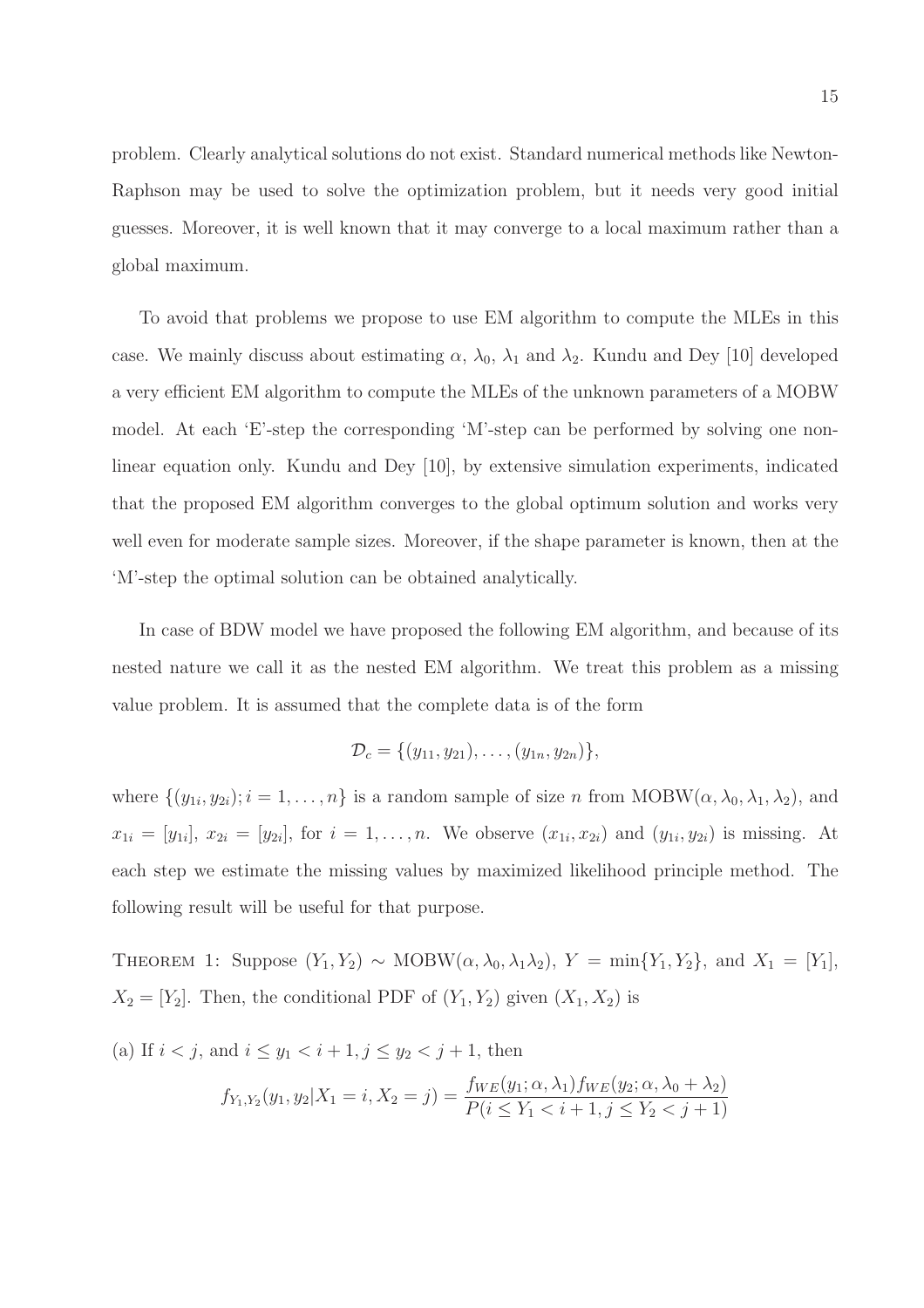problem. Clearly analytical solutions do not exist. Standard numerical methods like Newton-Raphson may be used to solve the optimization problem, but it needs very good initial guesses. Moreover, it is well known that it may converge to a local maximum rather than a global maximum.

To avoid that problems we propose to use EM algorithm to compute the MLEs in this case. We mainly discuss about estimating $\alpha$, $\lambda_0$, $\lambda_1$ and $\lambda_2$. Kundu and Dey [10] developed a very efficient EM algorithm to compute the MLEs of the unknown parameters of a MOBW model. At each 'E'-step the corresponding 'M'-step can be performed by solving one non-linear equation only. Kundu and Dey [10], by extensive simulation experiments, indicated that the proposed EM algorithm converges to the global optimum solution and works very well even for moderate sample sizes. Moreover, if the shape parameter is known, then at the 'M'-step the optimal solution can be obtained analytically.

In case of BDW model we have proposed the following EM algorithm, and because of its nested nature we call it as the nested EM algorithm. We treat this problem as a missing value problem. It is assumed that the complete data is of the form

$$\mathcal{D}_c = \{(y_{11}, y_{21}), \ldots, (y_{1n}, y_{2n})\},$$

where $\{(y_{1i}, y_{2i}); i = 1, \ldots, n\}$ is a random sample of size $n$ from MOBW$(\alpha, \lambda_0, \lambda_1, \lambda_2)$, and $x_{1i} = [y_{1i}]$, $x_{2i} = [y_{2i}]$, for $i = 1, \ldots, n$. We observe $(x_{1i}, x_{2i})$ and $(y_{1i}, y_{2i})$ is missing. At each step we estimate the missing values by maximized likelihood principle method. The following result will be useful for that purpose.

THEOREM 1: Suppose $(Y_1, Y_2) \sim$ MOBW$(\alpha, \lambda_0, \lambda_1 \lambda_2)$, $Y = \min\{Y_1, Y_2\}$, and $X_1 = [Y_1]$, $X_2 = [Y_2]$. Then, the conditional PDF of $(Y_1, Y_2)$ given $(X_1, X_2)$ is

(a) If $i < j$, and $i \le y_1 < i + 1, j \le y_2 < j + 1$, then

$$f_{Y_1,Y_2}(y_1, y_2 | X_1 = i, X_2 = j) = \frac{f_{WE}(y_1; \alpha, \lambda_1) f_{WE}(y_2; \alpha, \lambda_0 + \lambda_2)}{P(i \le Y_1 < i + 1, j \le Y_2 < j + 1)}$$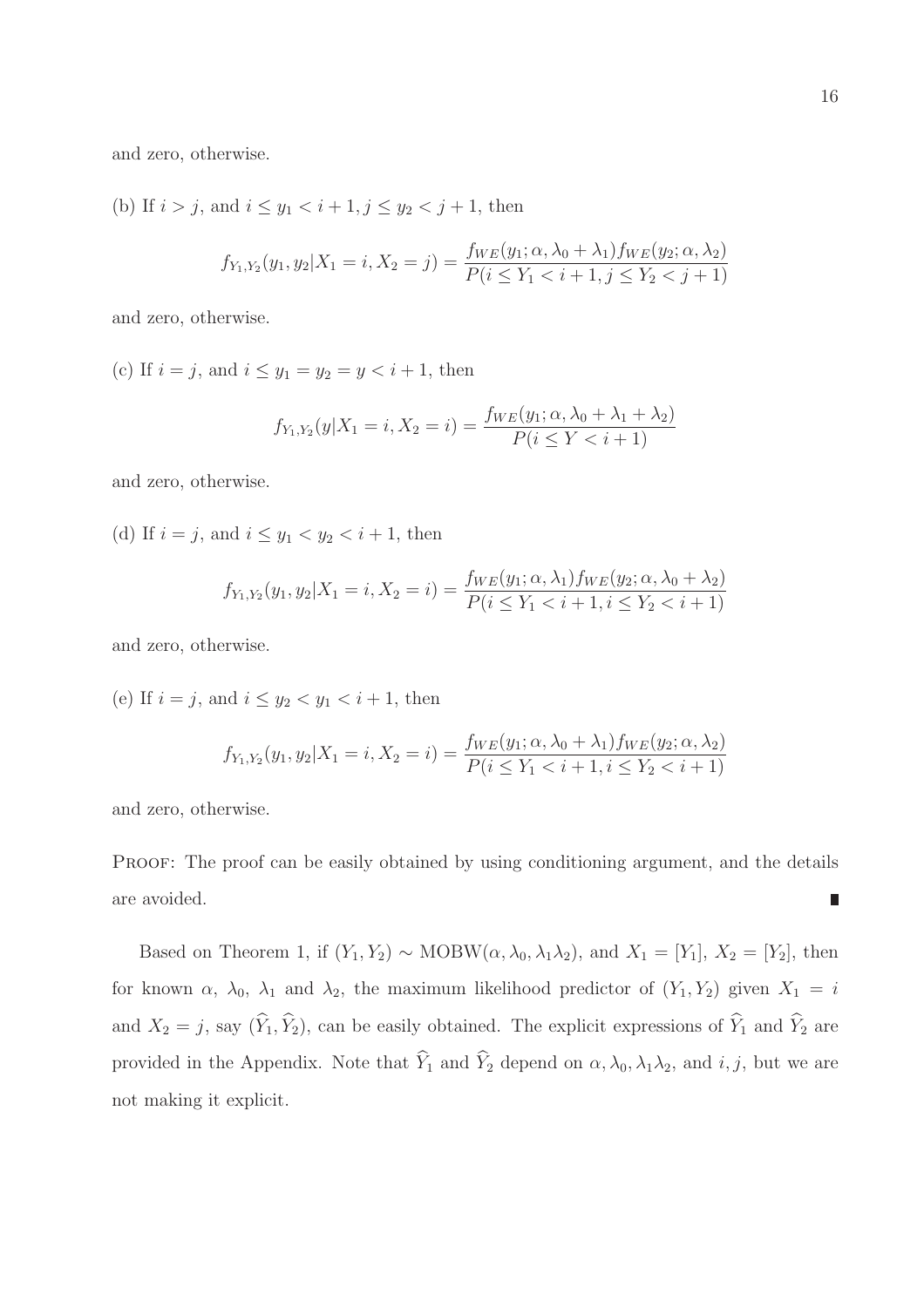and zero, otherwise.

(b) If $i > j$, and $i \leq y_1 < i+1, j \leq y_2 < j+1$, then

$$f_{Y_1,Y_2}(y_1, y_2|X_1 = i, X_2 = j) = \frac{f_{WE}(y_1; \alpha, \lambda_0 + \lambda_1) f_{WE}(y_2; \alpha, \lambda_2)}{P(i \leq Y_1 < i+1, j \leq Y_2 < j+1)}$$

and zero, otherwise.

(c) If $i = j$, and $i \leq y_1 = y_2 = y < i+1$, then

$$f_{Y_1,Y_2}(y|X_1 = i, X_2 = i) = \frac{f_{WE}(y_1; \alpha, \lambda_0 + \lambda_1 + \lambda_2)}{P(i \leq Y < i+1)}$$

and zero, otherwise.

(d) If $i = j$, and $i \leq y_1 < y_2 < i+1$, then

$$f_{Y_1,Y_2}(y_1, y_2|X_1 = i, X_2 = i) = \frac{f_{WE}(y_1; \alpha, \lambda_1) f_{WE}(y_2; \alpha, \lambda_0 + \lambda_2)}{P(i \leq Y_1 < i+1, i \leq Y_2 < i+1)}$$

and zero, otherwise.

(e) If $i = j$, and $i \leq y_2 < y_1 < i+1$, then

$$f_{Y_1,Y_2}(y_1, y_2|X_1 = i, X_2 = i) = \frac{f_{WE}(y_1; \alpha, \lambda_0 + \lambda_1) f_{WE}(y_2; \alpha, \lambda_2)}{P(i \leq Y_1 < i+1, i \leq Y_2 < i+1)}$$

and zero, otherwise.

PROOF: The proof can be easily obtained by using conditioning argument, and the details are avoided. ∎

Based on Theorem 1, if $(Y_1, Y_2) \sim \text{MOBW}(\alpha, \lambda_0, \lambda_1 \lambda_2)$, and $X_1 = [Y_1]$, $X_2 = [Y_2]$, then for known $\alpha$, $\lambda_0$, $\lambda_1$ and $\lambda_2$, the maximum likelihood predictor of $(Y_1, Y_2)$ given $X_1 = i$ and $X_2 = j$, say $(\widehat{Y}_1, \widehat{Y}_2)$, can be easily obtained. The explicit expressions of $\widehat{Y}_1$ and $\widehat{Y}_2$ are provided in the Appendix. Note that $\widehat{Y}_1$ and $\widehat{Y}_2$ depend on $\alpha, \lambda_0, \lambda_1 \lambda_2$, and $i, j$, but we are not making it explicit.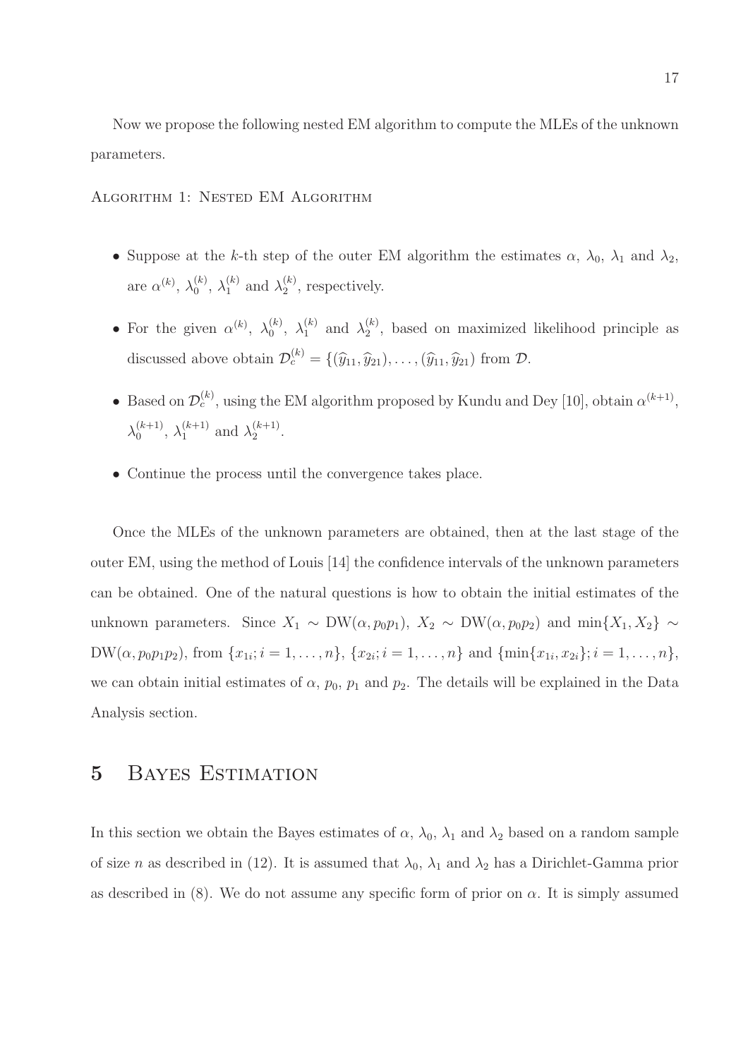Now we propose the following nested EM algorithm to compute the MLEs of the unknown parameters.

Algorithm 1: Nested EM Algorithm

- Suppose at the $k$-th step of the outer EM algorithm the estimates $\alpha$, $\lambda_0$, $\lambda_1$ and $\lambda_2$, are $\alpha^{(k)}$, $\lambda_0^{(k)}$, $\lambda_1^{(k)}$ and $\lambda_2^{(k)}$, respectively.
- For the given $\alpha^{(k)}$, $\lambda_0^{(k)}$, $\lambda_1^{(k)}$ and $\lambda_2^{(k)}$, based on maximized likelihood principle as discussed above obtain $\mathcal{D}_c^{(k)} = \{(\widehat{y}_{11}, \widehat{y}_{21}), \ldots, (\widehat{y}_{11}, \widehat{y}_{21})$ from $\mathcal{D}$.
- Based on $\mathcal{D}_c^{(k)}$, using the EM algorithm proposed by Kundu and Dey [10], obtain $\alpha^{(k+1)}$, $\lambda_0^{(k+1)}$, $\lambda_1^{(k+1)}$ and $\lambda_2^{(k+1)}$.
- Continue the process until the convergence takes place.

Once the MLEs of the unknown parameters are obtained, then at the last stage of the outer EM, using the method of Louis [14] the confidence intervals of the unknown parameters can be obtained. One of the natural questions is how to obtain the initial estimates of the unknown parameters. Since $X_1 \sim \text{DW}(\alpha, p_0p_1)$, $X_2 \sim \text{DW}(\alpha, p_0p_2)$ and $\min\{X_1, X_2\} \sim \text{DW}(\alpha, p_0p_1p_2)$, from $\{x_{1i}; i = 1, \ldots, n\}$, $\{x_{2i}; i = 1, \ldots, n\}$ and $\{\min\{x_{1i}, x_{2i}\}; i = 1, \ldots, n\}$, we can obtain initial estimates of $\alpha$, $p_0$, $p_1$ and $p_2$. The details will be explained in the Data Analysis section.

# 5 Bayes Estimation

In this section we obtain the Bayes estimates of $\alpha$, $\lambda_0$, $\lambda_1$ and $\lambda_2$ based on a random sample of size $n$ as described in (12). It is assumed that $\lambda_0$, $\lambda_1$ and $\lambda_2$ has a Dirichlet-Gamma prior as described in (8). We do not assume any specific form of prior on $\alpha$. It is simply assumed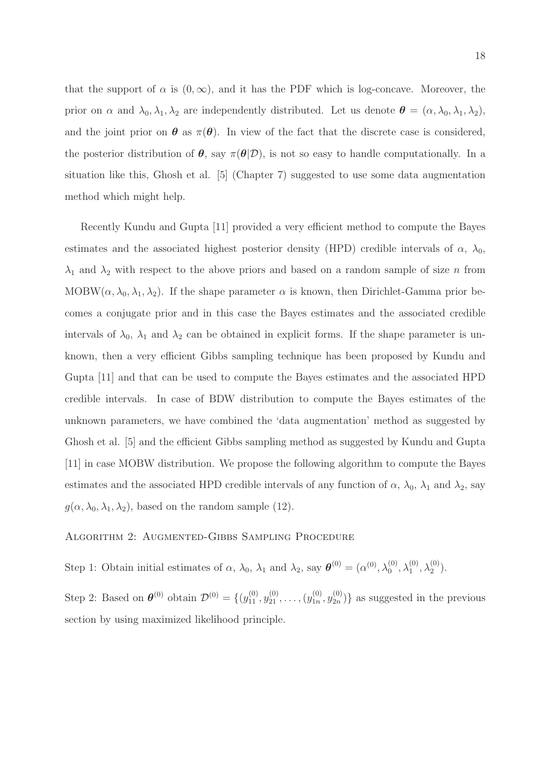that the support of $\alpha$ is $(0, \infty)$, and it has the PDF which is log-concave. Moreover, the prior on $\alpha$ and $\lambda_0, \lambda_1, \lambda_2$ are independently distributed. Let us denote $\boldsymbol{\theta} = (\alpha, \lambda_0, \lambda_1, \lambda_2)$, and the joint prior on $\boldsymbol{\theta}$ as $\pi(\boldsymbol{\theta})$. In view of the fact that the discrete case is considered, the posterior distribution of $\boldsymbol{\theta}$, say $\pi(\boldsymbol{\theta}|\mathcal{D})$, is not so easy to handle computationally. In a situation like this, Ghosh et al. [5] (Chapter 7) suggested to use some data augmentation method which might help.

Recently Kundu and Gupta [11] provided a very efficient method to compute the Bayes estimates and the associated highest posterior density (HPD) credible intervals of $\alpha$, $\lambda_0$, $\lambda_1$ and $\lambda_2$ with respect to the above priors and based on a random sample of size $n$ from $\text{MOBW}(\alpha, \lambda_0, \lambda_1, \lambda_2)$. If the shape parameter $\alpha$ is known, then Dirichlet-Gamma prior becomes a conjugate prior and in this case the Bayes estimates and the associated credible intervals of $\lambda_0$, $\lambda_1$ and $\lambda_2$ can be obtained in explicit forms. If the shape parameter is unknown, then a very efficient Gibbs sampling technique has been proposed by Kundu and Gupta [11] and that can be used to compute the Bayes estimates and the associated HPD credible intervals. In case of BDW distribution to compute the Bayes estimates of the unknown parameters, we have combined the 'data augmentation' method as suggested by Ghosh et al. [5] and the efficient Gibbs sampling method as suggested by Kundu and Gupta [11] in case MOBW distribution. We propose the following algorithm to compute the Bayes estimates and the associated HPD credible intervals of any function of $\alpha$, $\lambda_0$, $\lambda_1$ and $\lambda_2$, say $g(\alpha, \lambda_0, \lambda_1, \lambda_2)$, based on the random sample (12).

Algorithm 2: Augmented-Gibbs Sampling Procedure

Step 1: Obtain initial estimates of $\alpha$, $\lambda_0$, $\lambda_1$ and $\lambda_2$, say $\boldsymbol{\theta}^{(0)} = (\alpha^{(0)}, \lambda_0^{(0)}, \lambda_1^{(0)}, \lambda_2^{(0)})$.

Step 2: Based on $\boldsymbol{\theta}^{(0)}$ obtain $\mathcal{D}^{(0)} = \{(y_{11}^{(0)}, y_{21}^{(0)}, \ldots, (y_{1n}^{(0)}, y_{2n}^{(0)})\}$ as suggested in the previous section by using maximized likelihood principle.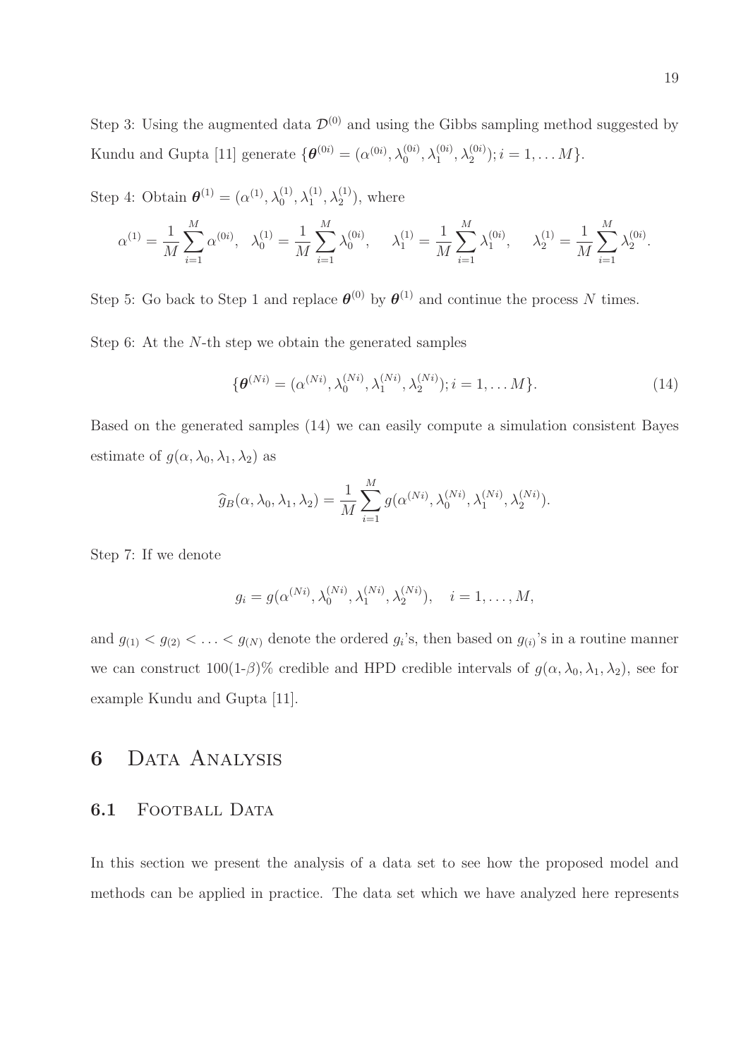Step 3: Using the augmented data $\mathcal{D}^{(0)}$ and using the Gibbs sampling method suggested by Kundu and Gupta [11] generate $\{\boldsymbol{\theta}^{(0i)} = (\alpha^{(0i)}, \lambda_0^{(0i)}, \lambda_1^{(0i)}, \lambda_2^{(0i)}); i = 1, \ldots M\}$.

Step 4: Obtain $\boldsymbol{\theta}^{(1)} = (\alpha^{(1)}, \lambda_0^{(1)}, \lambda_1^{(1)}, \lambda_2^{(1)})$, where

$$\alpha^{(1)} = \frac{1}{M}\sum_{i=1}^{M} \alpha^{(0i)}, \quad \lambda_0^{(1)} = \frac{1}{M}\sum_{i=1}^{M} \lambda_0^{(0i)}, \quad \lambda_1^{(1)} = \frac{1}{M}\sum_{i=1}^{M} \lambda_1^{(0i)}, \quad \lambda_2^{(1)} = \frac{1}{M}\sum_{i=1}^{M} \lambda_2^{(0i)}.$$

Step 5: Go back to Step 1 and replace $\boldsymbol{\theta}^{(0)}$ by $\boldsymbol{\theta}^{(1)}$ and continue the process $N$ times.

Step 6: At the $N$-th step we obtain the generated samples

$$\{\boldsymbol{\theta}^{(Ni)} = (\alpha^{(Ni)}, \lambda_0^{(Ni)}, \lambda_1^{(Ni)}, \lambda_2^{(Ni)}); i = 1, \ldots M\}. \tag{14}$$

Based on the generated samples (14) we can easily compute a simulation consistent Bayes estimate of $g(\alpha, \lambda_0, \lambda_1, \lambda_2)$ as

$$\widehat{g}_B(\alpha, \lambda_0, \lambda_1, \lambda_2) = \frac{1}{M}\sum_{i=1}^{M} g(\alpha^{(Ni)}, \lambda_0^{(Ni)}, \lambda_1^{(Ni)}, \lambda_2^{(Ni)}).$$

Step 7: If we denote

$$g_i = g(\alpha^{(Ni)}, \lambda_0^{(Ni)}, \lambda_1^{(Ni)}, \lambda_2^{(Ni)}), \quad i = 1, \ldots, M,$$

and $g_{(1)} < g_{(2)} < \ldots < g_{(N)}$ denote the ordered $g_i$'s, then based on $g_{(i)}$'s in a routine manner we can construct $100(1\text{-}\beta)\%$ credible and HPD credible intervals of $g(\alpha, \lambda_0, \lambda_1, \lambda_2)$, see for example Kundu and Gupta [11].

# 6 Data Analysis

## 6.1 Football Data

In this section we present the analysis of a data set to see how the proposed model and methods can be applied in practice. The data set which we have analyzed here represents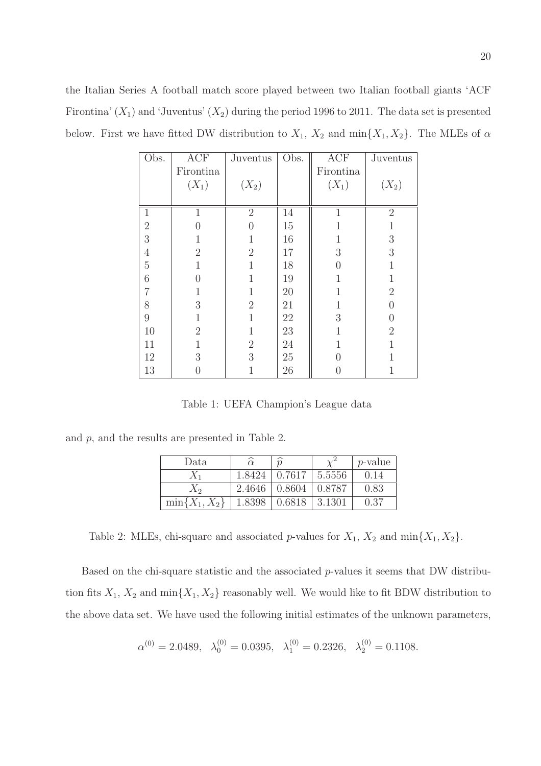the Italian Series A football match score played between two Italian football giants 'ACF Firontina' ($X_1$) and 'Juventus' ($X_2$) during the period 1996 to 2011. The data set is presented below. First we have fitted DW distribution to $X_1$, $X_2$ and $\min\{X_1, X_2\}$. The MLEs of $\alpha$

| Obs. | ACF Firontina ($X_1$) | Juventus ($X_2$) | Obs. | ACF Firontina ($X_1$) | Juventus ($X_2$) |
|---|---|---|---|---|---|
| 1 | 1 | 2 | 14 | 1 | 2 |
| 2 | 0 | 0 | 15 | 1 | 1 |
| 3 | 1 | 1 | 16 | 1 | 3 |
| 4 | 2 | 2 | 17 | 3 | 3 |
| 5 | 1 | 1 | 18 | 0 | 1 |
| 6 | 0 | 1 | 19 | 1 | 1 |
| 7 | 1 | 1 | 20 | 1 | 2 |
| 8 | 3 | 2 | 21 | 1 | 0 |
| 9 | 1 | 1 | 22 | 3 | 0 |
| 10 | 2 | 1 | 23 | 1 | 2 |
| 11 | 1 | 2 | 24 | 1 | 1 |
| 12 | 3 | 3 | 25 | 0 | 1 |
| 13 | 0 | 1 | 26 | 0 | 1 |

Table 1: UEFA Champion's League data

and $p$, and the results are presented in Table 2.

| Data | $\widehat{\alpha}$ | $\widehat{p}$ | $\chi^2$ | $p$-value |
|---|---|---|---|---|
| $X_1$ | 1.8424 | 0.7617 | 5.5556 | 0.14 |
| $X_2$ | 2.4646 | 0.8604 | 0.8787 | 0.83 |
| $\min\{X_1, X_2\}$ | 1.8398 | 0.6818 | 3.1301 | 0.37 |

Table 2: MLEs, chi-square and associated $p$-values for $X_1$, $X_2$ and $\min\{X_1, X_2\}$.

Based on the chi-square statistic and the associated $p$-values it seems that DW distribution fits $X_1$, $X_2$ and $\min\{X_1, X_2\}$ reasonably well. We would like to fit BDW distribution to the above data set. We have used the following initial estimates of the unknown parameters,

$$\alpha^{(0)} = 2.0489, \quad \lambda_0^{(0)} = 0.0395, \quad \lambda_1^{(0)} = 0.2326, \quad \lambda_2^{(0)} = 0.1108.$$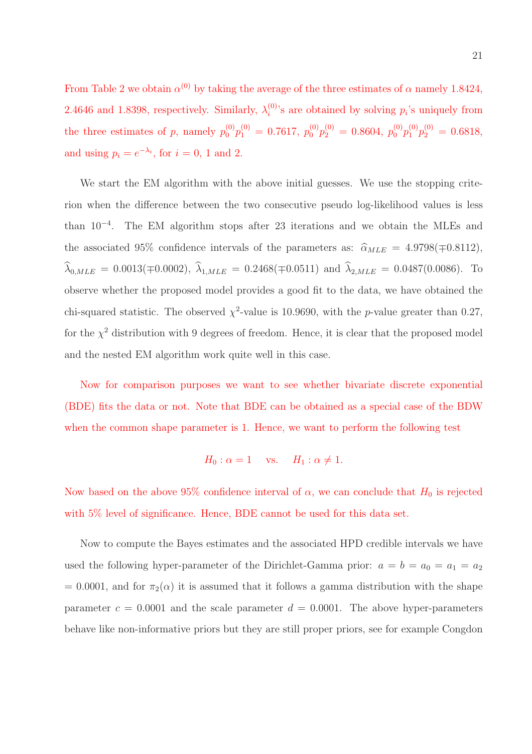From Table 2 we obtain $\alpha^{(0)}$ by taking the average of the three estimates of $\alpha$ namely 1.8424, 2.4646 and 1.8398, respectively. Similarly, $\lambda_i^{(0)}$'s are obtained by solving $p_i$'s uniquely from the three estimates of $p$, namely $p_0^{(0)}p_1^{(0)} = 0.7617$, $p_0^{(0)}p_2^{(0)} = 0.8604$, $p_0^{(0)}p_1^{(0)}p_2^{(0)} = 0.6818$, and using $p_i = e^{-\lambda_i}$, for $i$ = 0, 1 and 2.

We start the EM algorithm with the above initial guesses. We use the stopping criterion when the difference between the two consecutive pseudo log-likelihood values is less than $10^{-4}$. The EM algorithm stops after 23 iterations and we obtain the MLEs and the associated 95% confidence intervals of the parameters as: $\widehat{\alpha}_{MLE} = 4.9798(\mp 0.8112)$, $\widehat{\lambda}_{0,MLE} = 0.0013(\mp 0.0002)$, $\widehat{\lambda}_{1,MLE} = 0.2468(\mp 0.0511)$ and $\widehat{\lambda}_{2,MLE} = 0.0487(0.0086)$. To observe whether the proposed model provides a good fit to the data, we have obtained the chi-squared statistic. The observed $\chi^2$-value is 10.9690, with the $p$-value greater than 0.27, for the $\chi^2$ distribution with 9 degrees of freedom. Hence, it is clear that the proposed model and the nested EM algorithm work quite well in this case.

Now for comparison purposes we want to see whether bivariate discrete exponential (BDE) fits the data or not. Note that BDE can be obtained as a special case of the BDW when the common shape parameter is 1. Hence, we want to perform the following test

$$H_0 : \alpha = 1 \quad \text{vs.} \quad H_1 : \alpha \neq 1.$$

Now based on the above 95% confidence interval of $\alpha$, we can conclude that $H_0$ is rejected with 5% level of significance. Hence, BDE cannot be used for this data set.

Now to compute the Bayes estimates and the associated HPD credible intervals we have used the following hyper-parameter of the Dirichlet-Gamma prior: $a = b = a_0 = a_1 = a_2 = 0.0001$, and for $\pi_2(\alpha)$ it is assumed that it follows a gamma distribution with the shape parameter $c = 0.0001$ and the scale parameter $d = 0.0001$. The above hyper-parameters behave like non-informative priors but they are still proper priors, see for example Congdon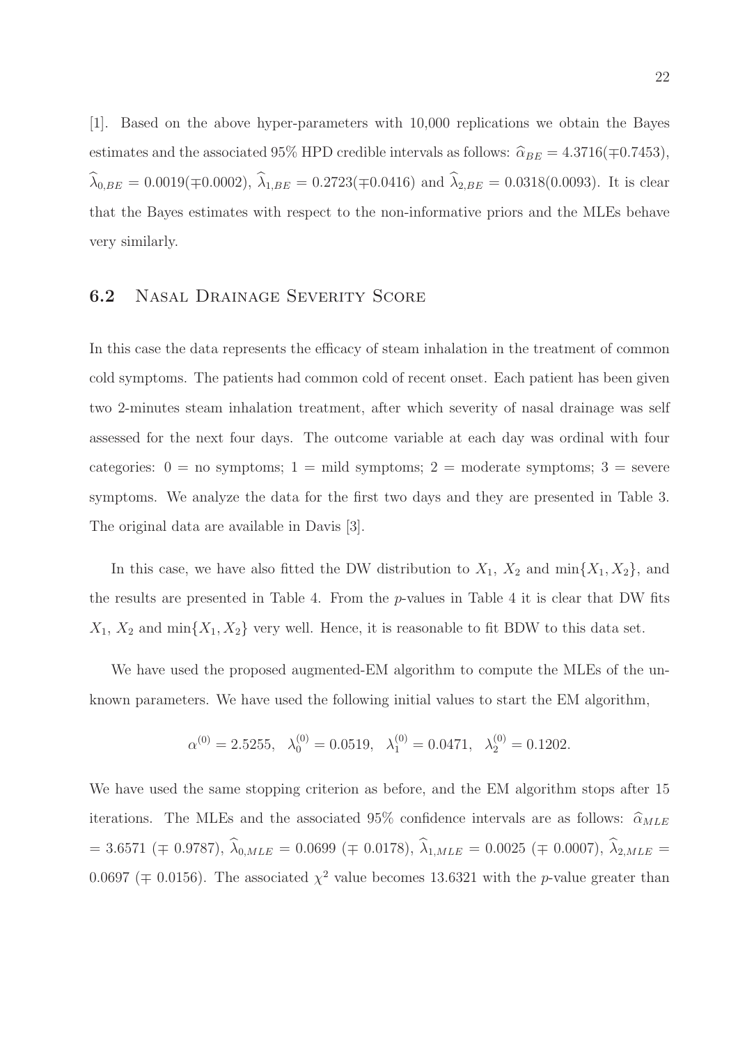[1]. Based on the above hyper-parameters with 10,000 replications we obtain the Bayes estimates and the associated 95% HPD credible intervals as follows: $\widehat{\alpha}_{BE} = 4.3716(\mp 0.7453)$, $\widehat{\lambda}_{0,BE} = 0.0019(\mp 0.0002)$, $\widehat{\lambda}_{1,BE} = 0.2723(\mp 0.0416)$ and $\widehat{\lambda}_{2,BE} = 0.0318(0.0093)$. It is clear that the Bayes estimates with respect to the non-informative priors and the MLEs behave very similarly.

## 6.2 Nasal Drainage Severity Score

In this case the data represents the efficacy of steam inhalation in the treatment of common cold symptoms. The patients had common cold of recent onset. Each patient has been given two 2-minutes steam inhalation treatment, after which severity of nasal drainage was self assessed for the next four days. The outcome variable at each day was ordinal with four categories: 0 = no symptoms; 1 = mild symptoms; 2 = moderate symptoms; 3 = severe symptoms. We analyze the data for the first two days and they are presented in Table 3. The original data are available in Davis [3].

In this case, we have also fitted the DW distribution to $X_1$, $X_2$ and $\min\{X_1, X_2\}$, and the results are presented in Table 4. From the $p$-values in Table 4 it is clear that DW fits $X_1$, $X_2$ and $\min\{X_1, X_2\}$ very well. Hence, it is reasonable to fit BDW to this data set.

We have used the proposed augmented-EM algorithm to compute the MLEs of the unknown parameters. We have used the following initial values to start the EM algorithm,

$$\alpha^{(0)} = 2.5255, \quad \lambda_0^{(0)} = 0.0519, \quad \lambda_1^{(0)} = 0.0471, \quad \lambda_2^{(0)} = 0.1202.$$

We have used the same stopping criterion as before, and the EM algorithm stops after 15 iterations. The MLEs and the associated 95% confidence intervals are as follows: $\widehat{\alpha}_{MLE} = 3.6571$ ($\mp$ 0.9787), $\widehat{\lambda}_{0,MLE} = 0.0699$ ($\mp$ 0.0178), $\widehat{\lambda}_{1,MLE} = 0.0025$ ($\mp$ 0.0007), $\widehat{\lambda}_{2,MLE} = 0.0697$ ($\mp$ 0.0156). The associated $\chi^2$ value becomes 13.6321 with the $p$-value greater than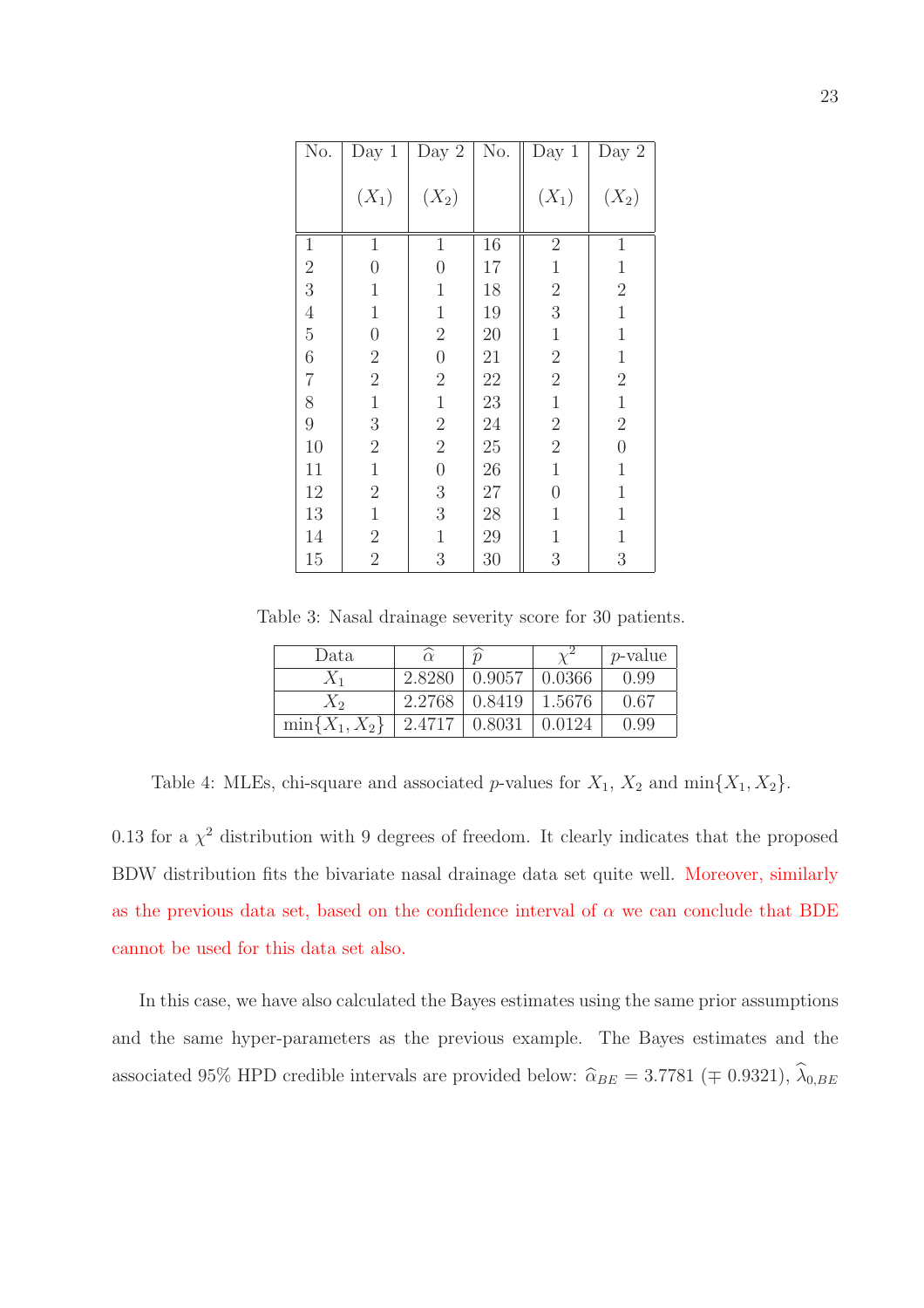| No. | Day 1 ($X_1$) | Day 2 ($X_2$) | No. | Day 1 ($X_1$) | Day 2 ($X_2$) |
|---|---|---|---|---|---|
| 1 | 1 | 1 | 16 | 2 | 1 |
| 2 | 0 | 0 | 17 | 1 | 1 |
| 3 | 1 | 1 | 18 | 2 | 2 |
| 4 | 1 | 1 | 19 | 3 | 1 |
| 5 | 0 | 2 | 20 | 1 | 1 |
| 6 | 2 | 0 | 21 | 2 | 1 |
| 7 | 2 | 2 | 22 | 2 | 2 |
| 8 | 1 | 1 | 23 | 1 | 1 |
| 9 | 3 | 2 | 24 | 2 | 2 |
| 10 | 2 | 2 | 25 | 2 | 0 |
| 11 | 1 | 0 | 26 | 1 | 1 |
| 12 | 2 | 3 | 27 | 0 | 1 |
| 13 | 1 | 3 | 28 | 1 | 1 |
| 14 | 2 | 1 | 29 | 1 | 1 |
| 15 | 2 | 3 | 30 | 3 | 3 |

Table 3: Nasal drainage severity score for 30 patients.

| Data | $\widehat{\alpha}$ | $\widehat{p}$ | $\chi^2$ | $p$-value |
|---|---|---|---|---|
| $X_1$ | 2.8280 | 0.9057 | 0.0366 | 0.99 |
| $X_2$ | 2.2768 | 0.8419 | 1.5676 | 0.67 |
| $\min\{X_1, X_2\}$ | 2.4717 | 0.8031 | 0.0124 | 0.99 |

Table 4: MLEs, chi-square and associated $p$-values for $X_1$, $X_2$ and $\min\{X_1, X_2\}$.

0.13 for a $\chi^2$ distribution with 9 degrees of freedom. It clearly indicates that the proposed BDW distribution fits the bivariate nasal drainage data set quite well. Moreover, similarly as the previous data set, based on the confidence interval of $\alpha$ we can conclude that BDE cannot be used for this data set also.

In this case, we have also calculated the Bayes estimates using the same prior assumptions and the same hyper-parameters as the previous example. The Bayes estimates and the associated 95% HPD credible intervals are provided below: $\widehat{\alpha}_{BE} = 3.7781$ ($\mp$ 0.9321), $\widehat{\lambda}_{0,BE}$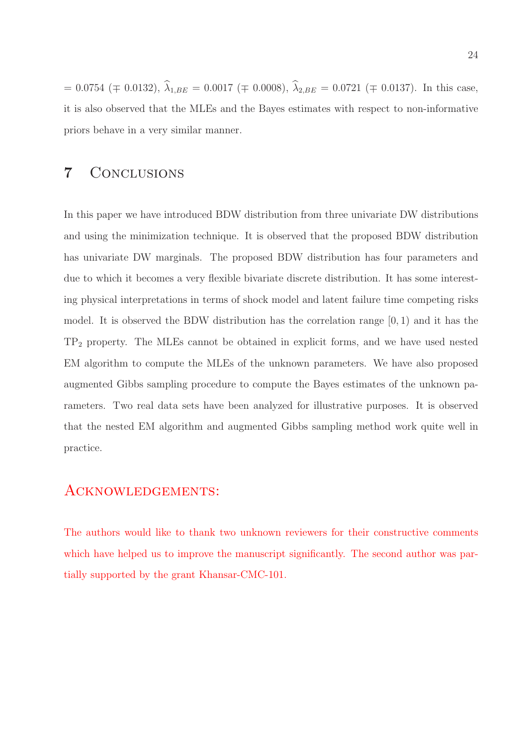$= 0.0754$ ($\mp$ 0.0132), $\widehat{\lambda}_{1,BE} = 0.0017$ ($\mp$ 0.0008), $\widehat{\lambda}_{2,BE} = 0.0721$ ($\mp$ 0.0137). In this case, it is also observed that the MLEs and the Bayes estimates with respect to non-informative priors behave in a very similar manner.

# 7 Conclusions

In this paper we have introduced BDW distribution from three univariate DW distributions and using the minimization technique. It is observed that the proposed BDW distribution has univariate DW marginals. The proposed BDW distribution has four parameters and due to which it becomes a very flexible bivariate discrete distribution. It has some interesting physical interpretations in terms of shock model and latent failure time competing risks model. It is observed the BDW distribution has the correlation range $[0, 1)$ and it has the $TP_2$ property. The MLEs cannot be obtained in explicit forms, and we have used nested EM algorithm to compute the MLEs of the unknown parameters. We have also proposed augmented Gibbs sampling procedure to compute the Bayes estimates of the unknown parameters. Two real data sets have been analyzed for illustrative purposes. It is observed that the nested EM algorithm and augmented Gibbs sampling method work quite well in practice.

# Acknowledgements:

The authors would like to thank two unknown reviewers for their constructive comments which have helped us to improve the manuscript significantly. The second author was partially supported by the grant Khansar-CMC-101.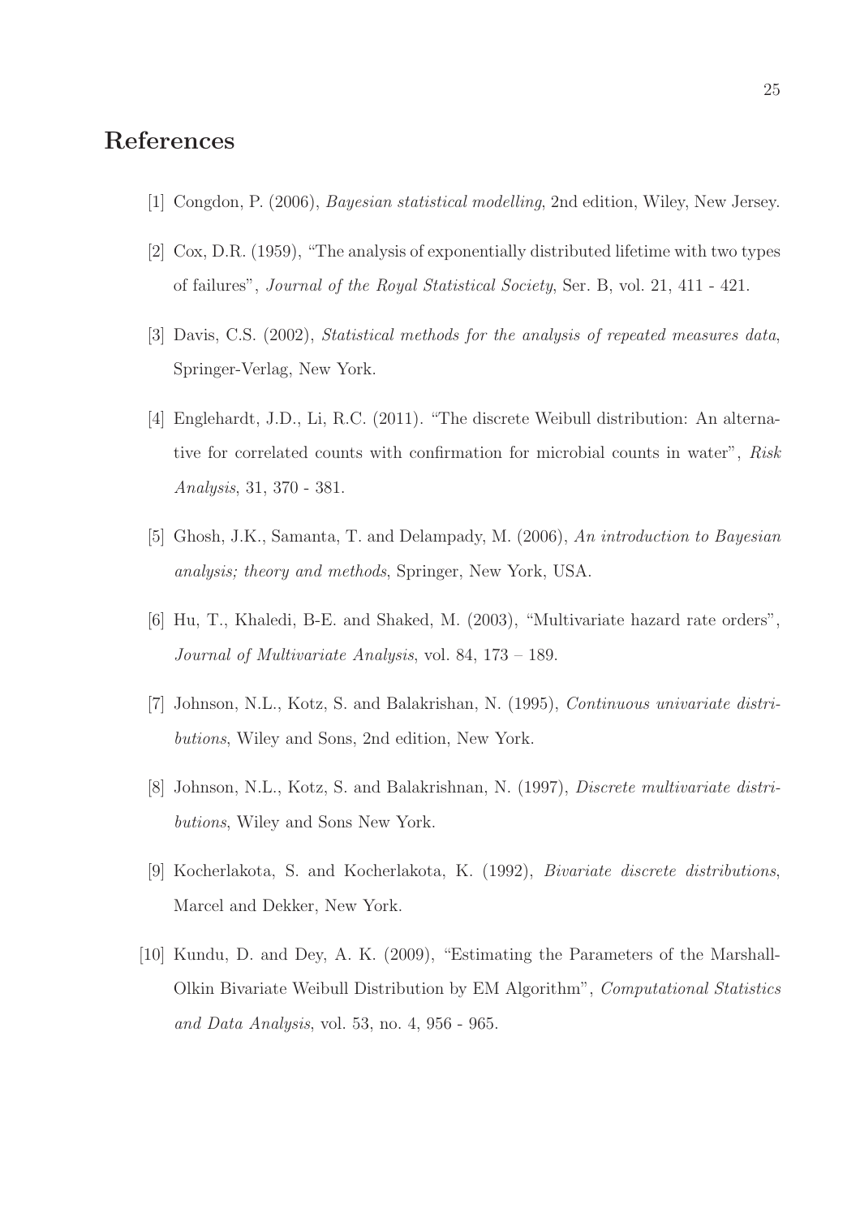# References

[1] Congdon, P. (2006), *Bayesian statistical modelling*, 2nd edition, Wiley, New Jersey.

[2] Cox, D.R. (1959), "The analysis of exponentially distributed lifetime with two types of failures", *Journal of the Royal Statistical Society*, Ser. B, vol. 21, 411 - 421.

[3] Davis, C.S. (2002), *Statistical methods for the analysis of repeated measures data*, Springer-Verlag, New York.

[4] Englehardt, J.D., Li, R.C. (2011). "The discrete Weibull distribution: An alternative for correlated counts with confirmation for microbial counts in water", *Risk Analysis*, 31, 370 - 381.

[5] Ghosh, J.K., Samanta, T. and Delampady, M. (2006), *An introduction to Bayesian analysis; theory and methods*, Springer, New York, USA.

[6] Hu, T., Khaledi, B-E. and Shaked, M. (2003), "Multivariate hazard rate orders", *Journal of Multivariate Analysis*, vol. 84, 173 – 189.

[7] Johnson, N.L., Kotz, S. and Balakrishan, N. (1995), *Continuous univariate distributions*, Wiley and Sons, 2nd edition, New York.

[8] Johnson, N.L., Kotz, S. and Balakrishnan, N. (1997), *Discrete multivariate distributions*, Wiley and Sons New York.

[9] Kocherlakota, S. and Kocherlakota, K. (1992), *Bivariate discrete distributions*, Marcel and Dekker, New York.

[10] Kundu, D. and Dey, A. K. (2009), "Estimating the Parameters of the Marshall-Olkin Bivariate Weibull Distribution by EM Algorithm", *Computational Statistics and Data Analysis*, vol. 53, no. 4, 956 - 965.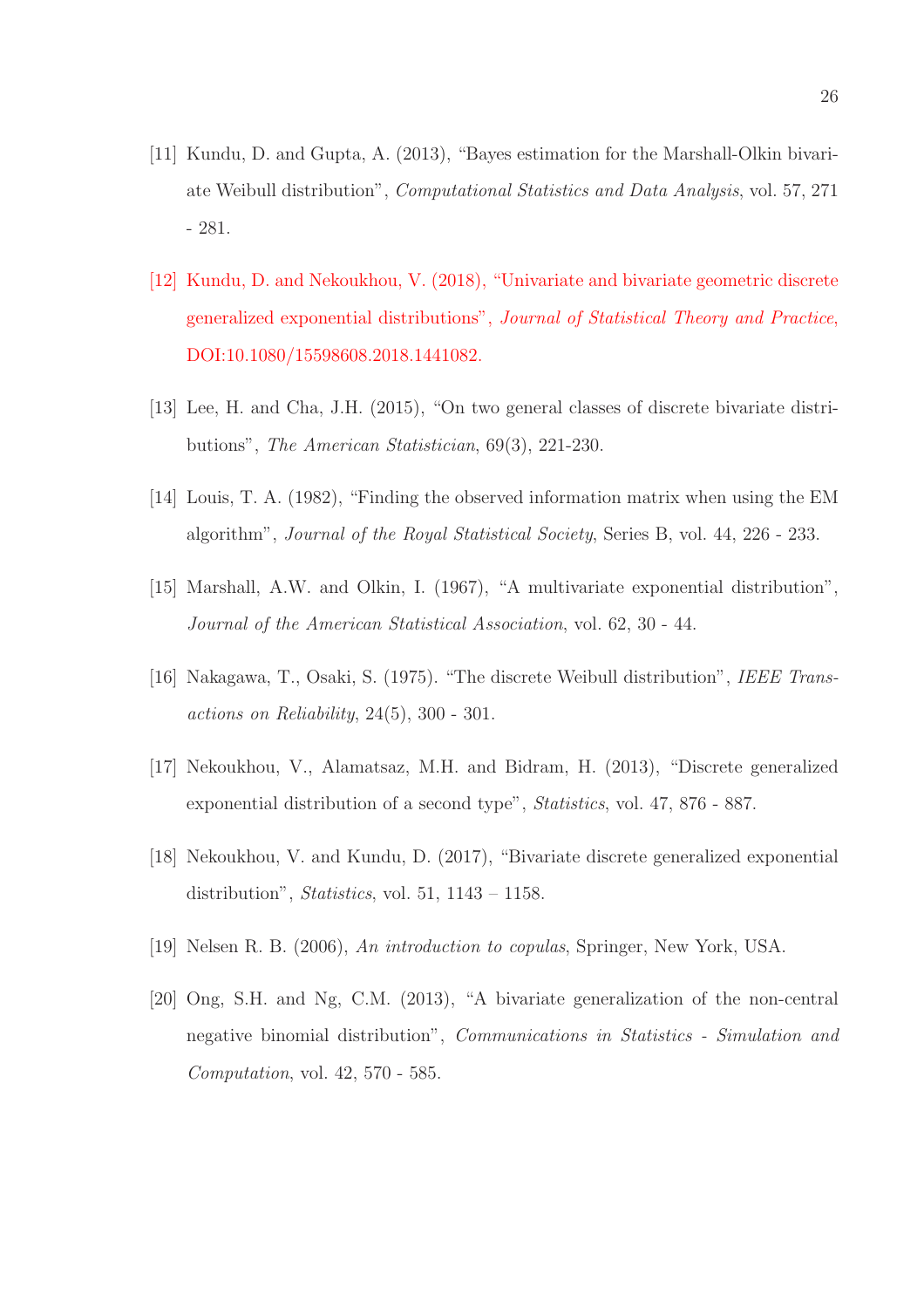[11] Kundu, D. and Gupta, A. (2013), "Bayes estimation for the Marshall-Olkin bivariate Weibull distribution", *Computational Statistics and Data Analysis*, vol. 57, 271 - 281.

[12] Kundu, D. and Nekoukhou, V. (2018), "Univariate and bivariate geometric discrete generalized exponential distributions", *Journal of Statistical Theory and Practice*, DOI:10.1080/15598608.2018.1441082.

[13] Lee, H. and Cha, J.H. (2015), "On two general classes of discrete bivariate distributions", *The American Statistician*, 69(3), 221-230.

[14] Louis, T. A. (1982), "Finding the observed information matrix when using the EM algorithm", *Journal of the Royal Statistical Society*, Series B, vol. 44, 226 - 233.

[15] Marshall, A.W. and Olkin, I. (1967), "A multivariate exponential distribution", *Journal of the American Statistical Association*, vol. 62, 30 - 44.

[16] Nakagawa, T., Osaki, S. (1975). "The discrete Weibull distribution", *IEEE Transactions on Reliability*, 24(5), 300 - 301.

[17] Nekoukhou, V., Alamatsaz, M.H. and Bidram, H. (2013), "Discrete generalized exponential distribution of a second type", *Statistics*, vol. 47, 876 - 887.

[18] Nekoukhou, V. and Kundu, D. (2017), "Bivariate discrete generalized exponential distribution", *Statistics*, vol. 51, 1143 – 1158.

[19] Nelsen R. B. (2006), *An introduction to copulas*, Springer, New York, USA.

[20] Ong, S.H. and Ng, C.M. (2013), "A bivariate generalization of the non-central negative binomial distribution", *Communications in Statistics - Simulation and Computation*, vol. 42, 570 - 585.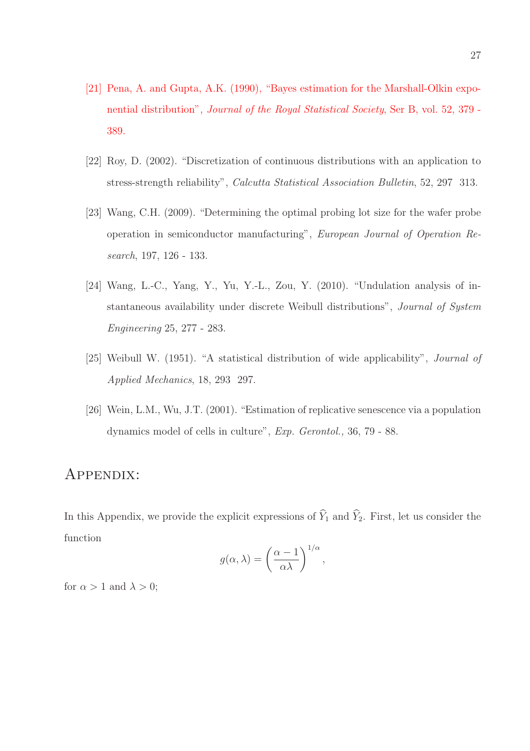[21] Pena, A. and Gupta, A.K. (1990), "Bayes estimation for the Marshall-Olkin exponential distribution", *Journal of the Royal Statistical Society*, Ser B, vol. 52, 379 - 389.

[22] Roy, D. (2002). "Discretization of continuous distributions with an application to stress-strength reliability", *Calcutta Statistical Association Bulletin*, 52, 297 313.

[23] Wang, C.H. (2009). "Determining the optimal probing lot size for the wafer probe operation in semiconductor manufacturing", *European Journal of Operation Research*, 197, 126 - 133.

[24] Wang, L.-C., Yang, Y., Yu, Y.-L., Zou, Y. (2010). "Undulation analysis of instantaneous availability under discrete Weibull distributions", *Journal of System Engineering* 25, 277 - 283.

[25] Weibull W. (1951). "A statistical distribution of wide applicability", *Journal of Applied Mechanics*, 18, 293 297.

[26] Wein, L.M., Wu, J.T. (2001). "Estimation of replicative senescence via a population dynamics model of cells in culture", *Exp. Gerontol.,* 36, 79 - 88.

# Appendix:

In this Appendix, we provide the explicit expressions of $\widehat{Y}_1$ and $\widehat{Y}_2$. First, let us consider the function

$$g(\alpha, \lambda) = \left(\frac{\alpha - 1}{\alpha\lambda}\right)^{1/\alpha},$$

for $\alpha > 1$ and $\lambda > 0$;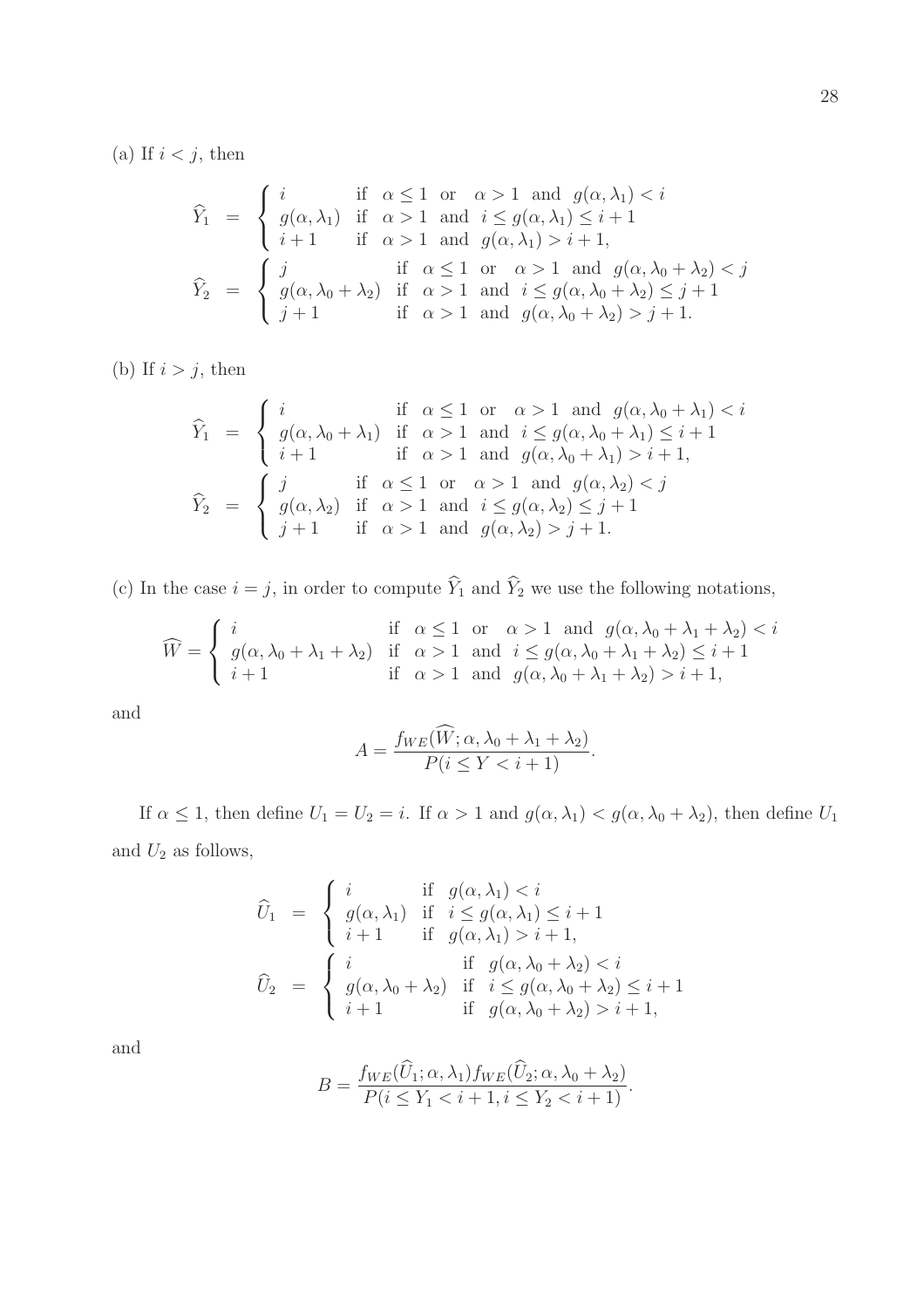(a) If $i < j$, then

$$
\begin{aligned}
\widehat{Y}_1 &= \begin{cases} i & \text{if } \alpha \leq 1 \text{ or } \alpha > 1 \text{ and } g(\alpha, \lambda_1) < i \\ g(\alpha, \lambda_1) & \text{if } \alpha > 1 \text{ and } i \leq g(\alpha, \lambda_1) \leq i+1 \\ i+1 & \text{if } \alpha > 1 \text{ and } g(\alpha, \lambda_1) > i+1, \end{cases} \\
\widehat{Y}_2 &= \begin{cases} j & \text{if } \alpha \leq 1 \text{ or } \alpha > 1 \text{ and } g(\alpha, \lambda_0 + \lambda_2) < j \\ g(\alpha, \lambda_0 + \lambda_2) & \text{if } \alpha > 1 \text{ and } i \leq g(\alpha, \lambda_0 + \lambda_2) \leq j+1 \\ j+1 & \text{if } \alpha > 1 \text{ and } g(\alpha, \lambda_0 + \lambda_2) > j+1. \end{cases}
\end{aligned}
$$

(b) If $i > j$, then

$$
\begin{aligned}
\widehat{Y}_1 &= \begin{cases} i & \text{if } \alpha \leq 1 \text{ or } \alpha > 1 \text{ and } g(\alpha, \lambda_0 + \lambda_1) < i \\ g(\alpha, \lambda_0 + \lambda_1) & \text{if } \alpha > 1 \text{ and } i \leq g(\alpha, \lambda_0 + \lambda_1) \leq i+1 \\ i+1 & \text{if } \alpha > 1 \text{ and } g(\alpha, \lambda_0 + \lambda_1) > i+1, \end{cases} \\
\widehat{Y}_2 &= \begin{cases} j & \text{if } \alpha \leq 1 \text{ or } \alpha > 1 \text{ and } g(\alpha, \lambda_2) < j \\ g(\alpha, \lambda_2) & \text{if } \alpha > 1 \text{ and } i \leq g(\alpha, \lambda_2) \leq j+1 \\ j+1 & \text{if } \alpha > 1 \text{ and } g(\alpha, \lambda_2) > j+1. \end{cases}
\end{aligned}
$$

(c) In the case $i = j$, in order to compute $\widehat{Y}_1$ and $\widehat{Y}_2$ we use the following notations,

$$
\widehat{W} = \begin{cases} i & \text{if } \alpha \leq 1 \text{ or } \alpha > 1 \text{ and } g(\alpha, \lambda_0 + \lambda_1 + \lambda_2) < i \\ g(\alpha, \lambda_0 + \lambda_1 + \lambda_2) & \text{if } \alpha > 1 \text{ and } i \leq g(\alpha, \lambda_0 + \lambda_1 + \lambda_2) \leq i+1 \\ i+1 & \text{if } \alpha > 1 \text{ and } g(\alpha, \lambda_0 + \lambda_1 + \lambda_2) > i+1, \end{cases}
$$

and

$$
A = \frac{f_{WE}(\widehat{W}; \alpha, \lambda_0 + \lambda_1 + \lambda_2)}{P(i \leq Y < i+1)}.
$$

If $\alpha \leq 1$, then define $U_1 = U_2 = i$. If $\alpha > 1$ and $g(\alpha, \lambda_1) < g(\alpha, \lambda_0 + \lambda_2)$, then define $U_1$ and $U_2$ as follows,

$$
\begin{aligned}
\widehat{U}_1 &= \begin{cases} i & \text{if } g(\alpha, \lambda_1) < i \\ g(\alpha, \lambda_1) & \text{if } i \leq g(\alpha, \lambda_1) \leq i+1 \\ i+1 & \text{if } g(\alpha, \lambda_1) > i+1, \end{cases} \\
\widehat{U}_2 &= \begin{cases} i & \text{if } g(\alpha, \lambda_0 + \lambda_2) < i \\ g(\alpha, \lambda_0 + \lambda_2) & \text{if } i \leq g(\alpha, \lambda_0 + \lambda_2) \leq i+1 \\ i+1 & \text{if } g(\alpha, \lambda_0 + \lambda_2) > i+1, \end{cases}
\end{aligned}
$$

and

$$
B = \frac{f_{WE}(\widehat{U}_1; \alpha, \lambda_1) f_{WE}(\widehat{U}_2; \alpha, \lambda_0 + \lambda_2)}{P(i \leq Y_1 < i+1, i \leq Y_2 < i+1)}.
$$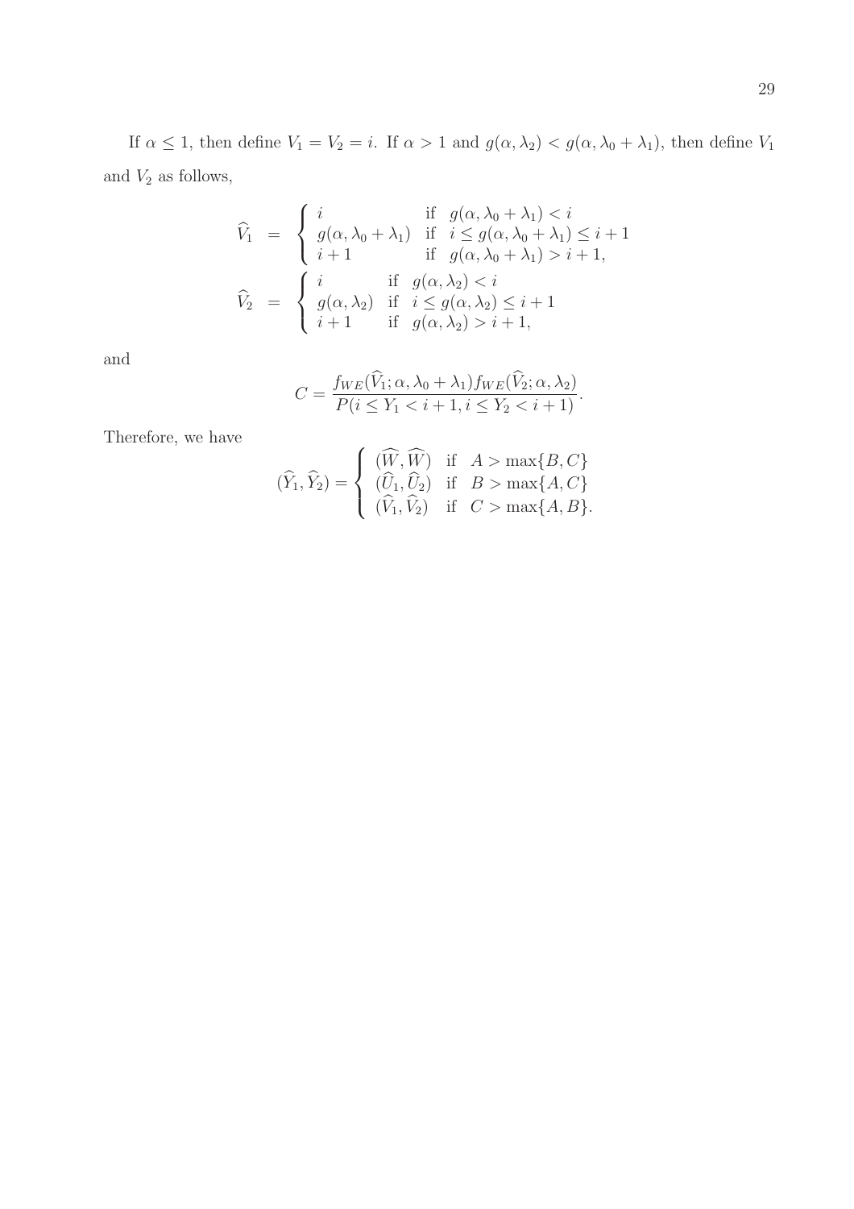If $\alpha \leq 1$, then define $V_1 = V_2 = i$. If $\alpha > 1$ and $g(\alpha, \lambda_2) < g(\alpha, \lambda_0 + \lambda_1)$, then define $V_1$ and $V_2$ as follows,

$$
\begin{aligned}
\widehat{V}_1 &= \begin{cases} i & \text{if} \quad g(\alpha, \lambda_0 + \lambda_1) < i \\ g(\alpha, \lambda_0 + \lambda_1) & \text{if} \quad i \leq g(\alpha, \lambda_0 + \lambda_1) \leq i + 1 \\ i + 1 & \text{if} \quad g(\alpha, \lambda_0 + \lambda_1) > i + 1, \end{cases} \\
\widehat{V}_2 &= \begin{cases} i & \text{if} \quad g(\alpha, \lambda_2) < i \\ g(\alpha, \lambda_2) & \text{if} \quad i \leq g(\alpha, \lambda_2) \leq i + 1 \\ i + 1 & \text{if} \quad g(\alpha, \lambda_2) > i + 1, \end{cases}
\end{aligned}
$$

and

$$
C = \frac{f_{WE}(\widehat{V}_1; \alpha, \lambda_0 + \lambda_1) f_{WE}(\widehat{V}_2; \alpha, \lambda_2)}{P(i \leq Y_1 < i + 1, i \leq Y_2 < i + 1)}.
$$

Therefore, we have

$$
(\widehat{Y}_1, \widehat{Y}_2) = \begin{cases} (\widehat{W}, \widehat{W}) & \text{if} \quad A > \max\{B, C\} \\ (\widehat{U}_1, \widehat{U}_2) & \text{if} \quad B > \max\{A, C\} \\ (\widehat{V}_1, \widehat{V}_2) & \text{if} \quad C > \max\{A, B\}. \end{cases}
$$